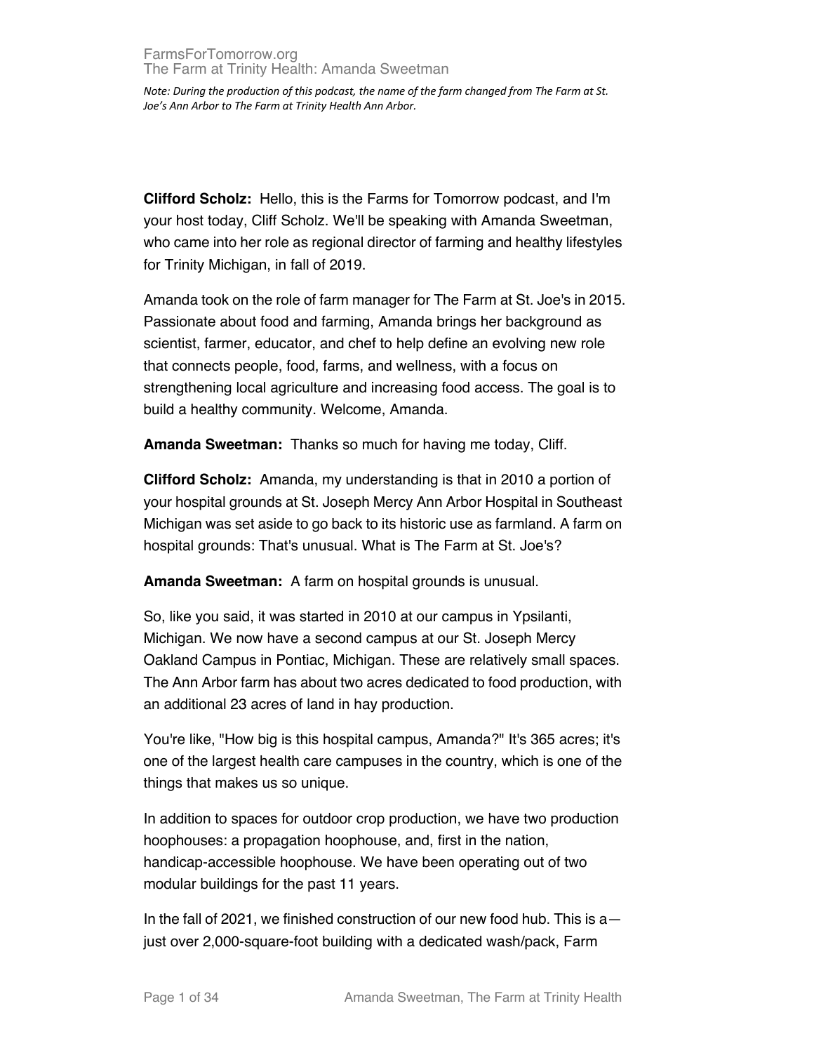FarmsForTomorrow.org
The Farm at Trinity Health: Amanda Sweetman

*Note: During the production of this podcast, the name of the farm changed from The Farm at St. Joe's Ann Arbor to The Farm at Trinity Health Ann Arbor.*

**Clifford Scholz:** Hello, this is the Farms for Tomorrow podcast, and I'm your host today, Cliff Scholz. We'll be speaking with Amanda Sweetman, who came into her role as regional director of farming and healthy lifestyles for Trinity Michigan, in fall of 2019.

Amanda took on the role of farm manager for The Farm at St. Joe's in 2015. Passionate about food and farming, Amanda brings her background as scientist, farmer, educator, and chef to help define an evolving new role that connects people, food, farms, and wellness, with a focus on strengthening local agriculture and increasing food access. The goal is to build a healthy community. Welcome, Amanda.

**Amanda Sweetman:** Thanks so much for having me today, Cliff.

**Clifford Scholz:** Amanda, my understanding is that in 2010 a portion of your hospital grounds at St. Joseph Mercy Ann Arbor Hospital in Southeast Michigan was set aside to go back to its historic use as farmland. A farm on hospital grounds: That's unusual. What is The Farm at St. Joe's?

**Amanda Sweetman:** A farm on hospital grounds is unusual.

So, like you said, it was started in 2010 at our campus in Ypsilanti, Michigan. We now have a second campus at our St. Joseph Mercy Oakland Campus in Pontiac, Michigan. These are relatively small spaces. The Ann Arbor farm has about two acres dedicated to food production, with an additional 23 acres of land in hay production.

You're like, "How big is this hospital campus, Amanda?" It's 365 acres; it's one of the largest health care campuses in the country, which is one of the things that makes us so unique.

In addition to spaces for outdoor crop production, we have two production hoophouses: a propagation hoophouse, and, first in the nation, handicap-accessible hoophouse. We have been operating out of two modular buildings for the past 11 years.

In the fall of 2021, we finished construction of our new food hub. This is a—just over 2,000-square-foot building with a dedicated wash/pack, Farm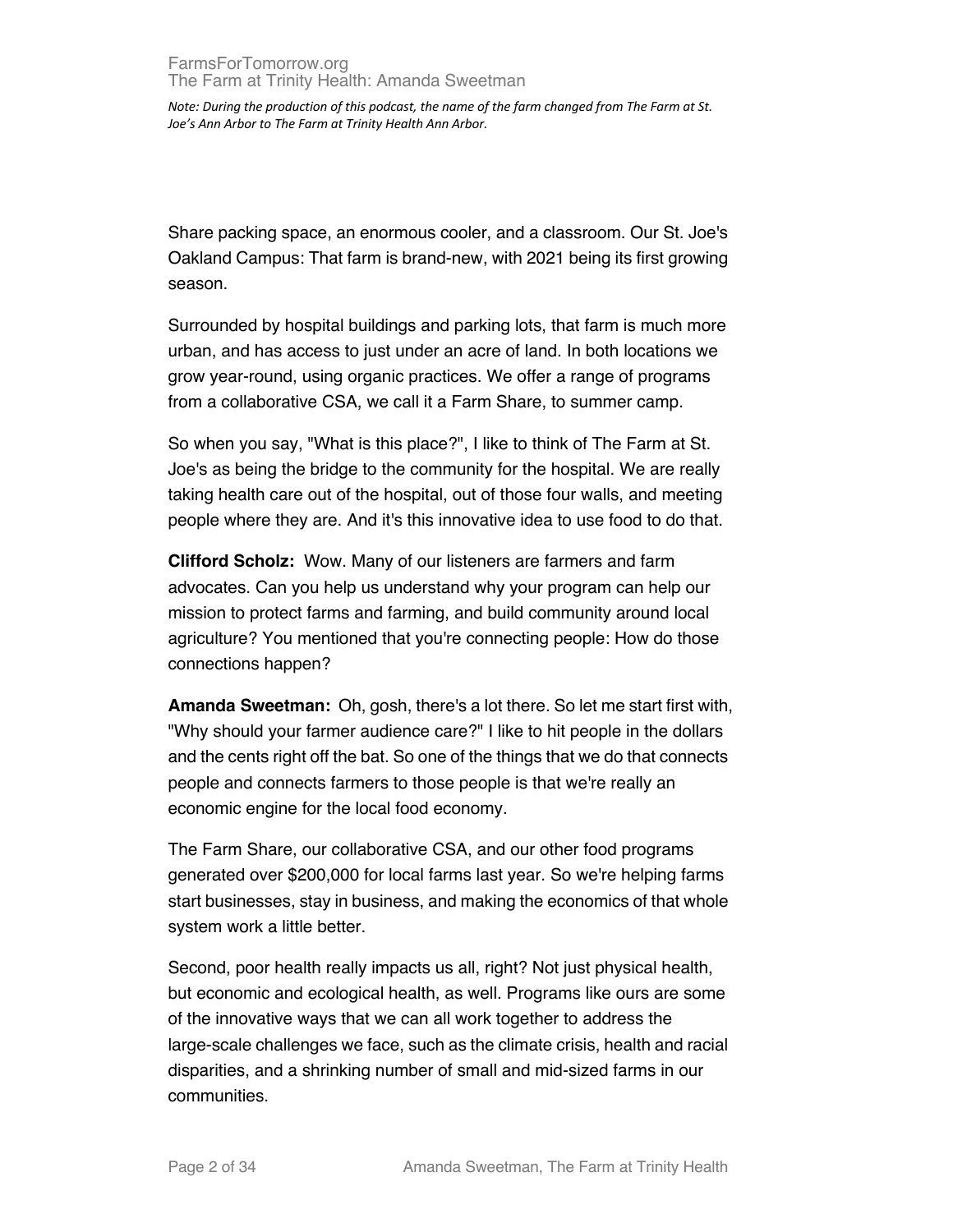Share packing space, an enormous cooler, and a classroom. Our St. Joe's Oakland Campus: That farm is brand-new, with 2021 being its first growing season.

Surrounded by hospital buildings and parking lots, that farm is much more urban, and has access to just under an acre of land. In both locations we grow year-round, using organic practices. We offer a range of programs from a collaborative CSA, we call it a Farm Share, to summer camp.

So when you say, "What is this place?", I like to think of The Farm at St. Joe's as being the bridge to the community for the hospital. We are really taking health care out of the hospital, out of those four walls, and meeting people where they are. And it's this innovative idea to use food to do that.

**Clifford Scholz:** Wow. Many of our listeners are farmers and farm advocates. Can you help us understand why your program can help our mission to protect farms and farming, and build community around local agriculture? You mentioned that you're connecting people: How do those connections happen?

**Amanda Sweetman:** Oh, gosh, there's a lot there. So let me start first with, "Why should your farmer audience care?" I like to hit people in the dollars and the cents right off the bat. So one of the things that we do that connects people and connects farmers to those people is that we're really an economic engine for the local food economy.

The Farm Share, our collaborative CSA, and our other food programs generated over $200,000 for local farms last year. So we're helping farms start businesses, stay in business, and making the economics of that whole system work a little better.

Second, poor health really impacts us all, right? Not just physical health, but economic and ecological health, as well. Programs like ours are some of the innovative ways that we can all work together to address the large-scale challenges we face, such as the climate crisis, health and racial disparities, and a shrinking number of small and mid-sized farms in our communities.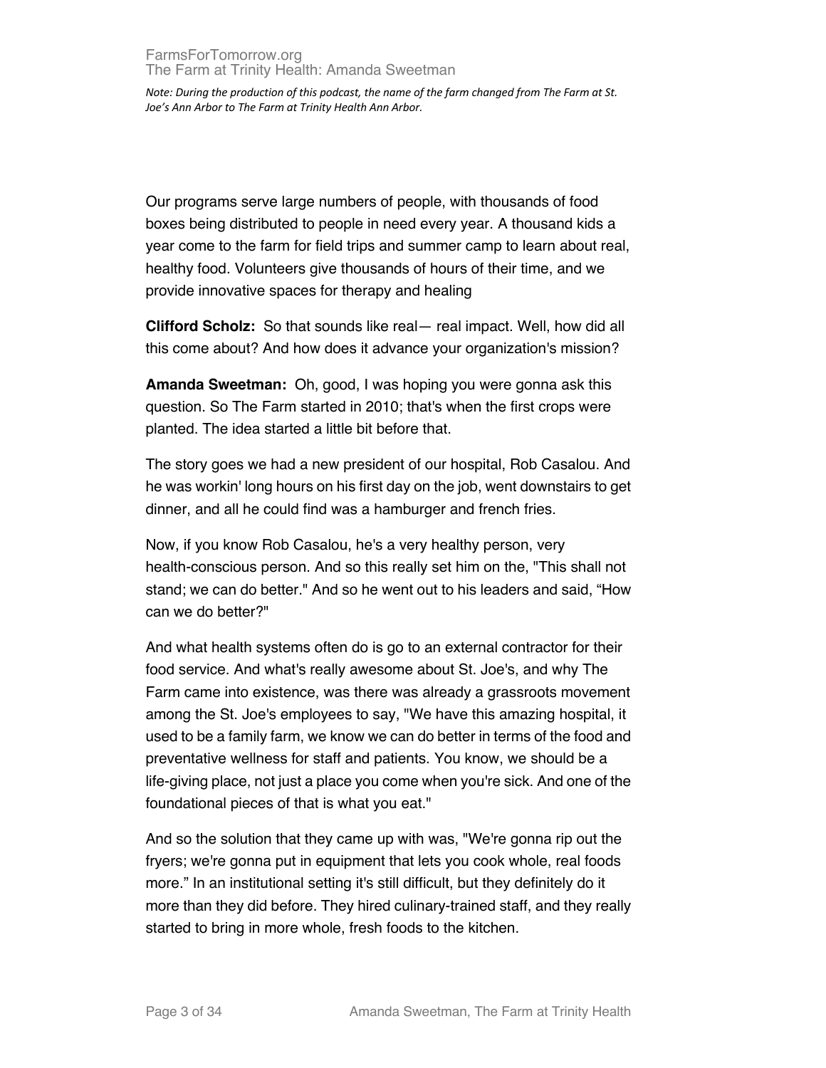Our programs serve large numbers of people, with thousands of food boxes being distributed to people in need every year. A thousand kids a year come to the farm for field trips and summer camp to learn about real, healthy food. Volunteers give thousands of hours of their time, and we provide innovative spaces for therapy and healing

**Clifford Scholz:** So that sounds like real— real impact. Well, how did all this come about? And how does it advance your organization's mission?

**Amanda Sweetman:** Oh, good, I was hoping you were gonna ask this question. So The Farm started in 2010; that's when the first crops were planted. The idea started a little bit before that.

The story goes we had a new president of our hospital, Rob Casalou. And he was workin' long hours on his first day on the job, went downstairs to get dinner, and all he could find was a hamburger and french fries.

Now, if you know Rob Casalou, he's a very healthy person, very health-conscious person. And so this really set him on the, "This shall not stand; we can do better." And so he went out to his leaders and said, "How can we do better?"

And what health systems often do is go to an external contractor for their food service. And what's really awesome about St. Joe's, and why The Farm came into existence, was there was already a grassroots movement among the St. Joe's employees to say, "We have this amazing hospital, it used to be a family farm, we know we can do better in terms of the food and preventative wellness for staff and patients. You know, we should be a life-giving place, not just a place you come when you're sick. And one of the foundational pieces of that is what you eat."

And so the solution that they came up with was, "We're gonna rip out the fryers; we're gonna put in equipment that lets you cook whole, real foods more." In an institutional setting it's still difficult, but they definitely do it more than they did before. They hired culinary-trained staff, and they really started to bring in more whole, fresh foods to the kitchen.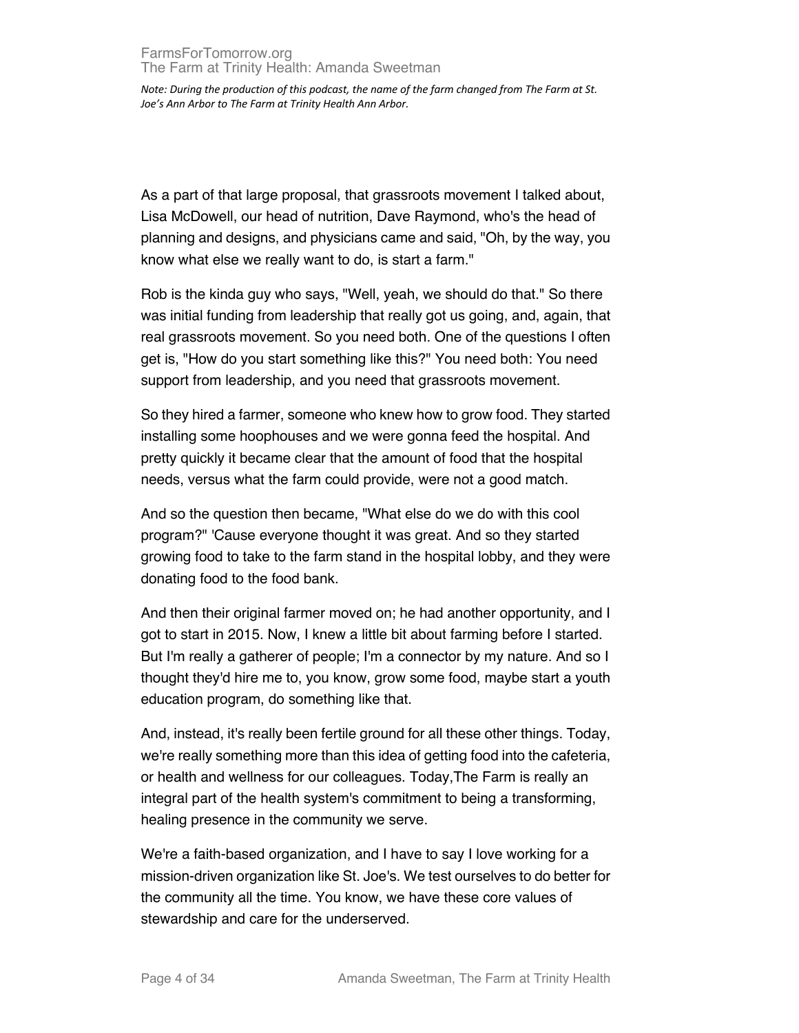As a part of that large proposal, that grassroots movement I talked about, Lisa McDowell, our head of nutrition, Dave Raymond, who's the head of planning and designs, and physicians came and said, "Oh, by the way, you know what else we really want to do, is start a farm."

Rob is the kinda guy who says, "Well, yeah, we should do that." So there was initial funding from leadership that really got us going, and, again, that real grassroots movement. So you need both. One of the questions I often get is, "How do you start something like this?" You need both: You need support from leadership, and you need that grassroots movement.

So they hired a farmer, someone who knew how to grow food. They started installing some hoophouses and we were gonna feed the hospital. And pretty quickly it became clear that the amount of food that the hospital needs, versus what the farm could provide, were not a good match.

And so the question then became, "What else do we do with this cool program?" 'Cause everyone thought it was great. And so they started growing food to take to the farm stand in the hospital lobby, and they were donating food to the food bank.

And then their original farmer moved on; he had another opportunity, and I got to start in 2015. Now, I knew a little bit about farming before I started. But I'm really a gatherer of people; I'm a connector by my nature. And so I thought they'd hire me to, you know, grow some food, maybe start a youth education program, do something like that.

And, instead, it's really been fertile ground for all these other things. Today, we're really something more than this idea of getting food into the cafeteria, or health and wellness for our colleagues. Today,The Farm is really an integral part of the health system's commitment to being a transforming, healing presence in the community we serve.

We're a faith-based organization, and I have to say I love working for a mission-driven organization like St. Joe's. We test ourselves to do better for the community all the time. You know, we have these core values of stewardship and care for the underserved.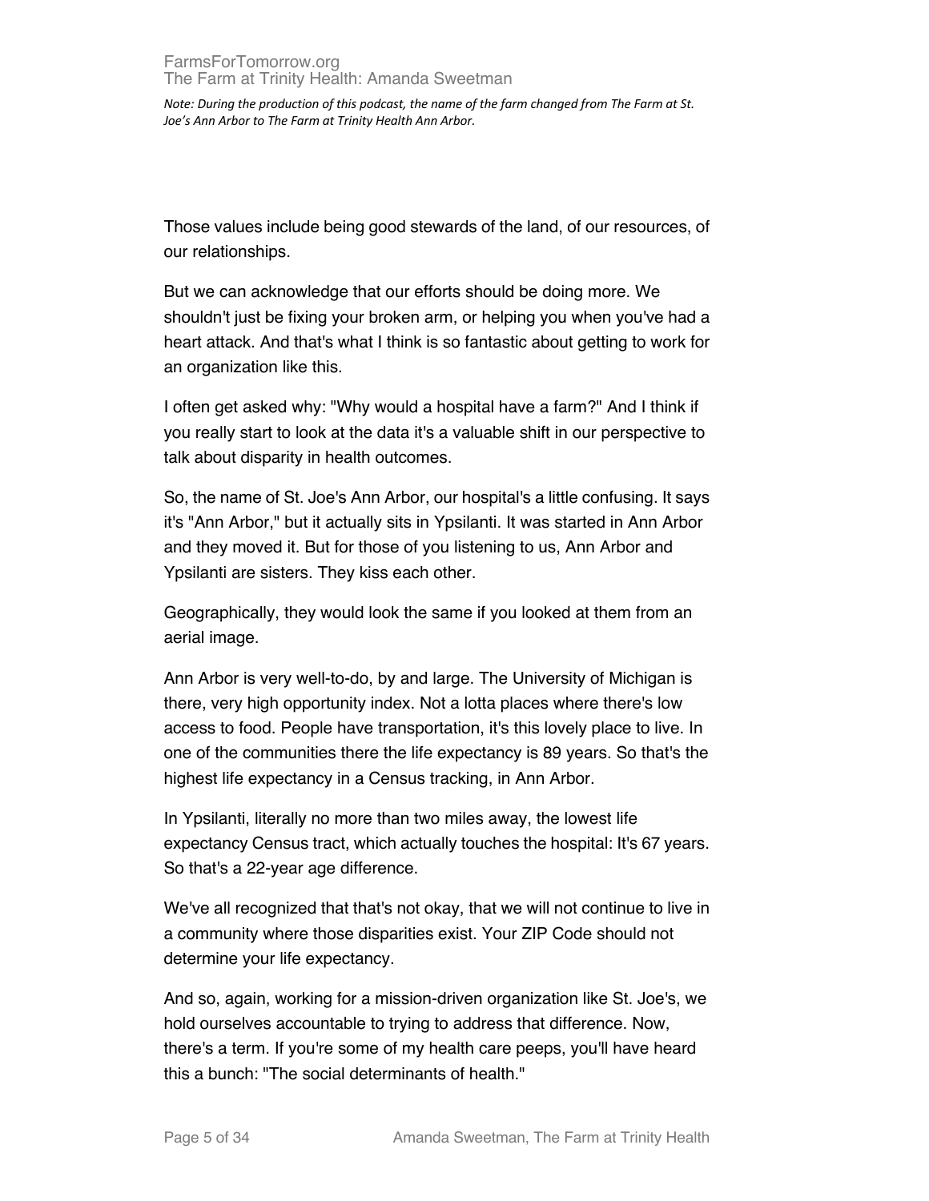Those values include being good stewards of the land, of our resources, of our relationships.

But we can acknowledge that our efforts should be doing more. We shouldn't just be fixing your broken arm, or helping you when you've had a heart attack. And that's what I think is so fantastic about getting to work for an organization like this.

I often get asked why: "Why would a hospital have a farm?" And I think if you really start to look at the data it's a valuable shift in our perspective to talk about disparity in health outcomes.

So, the name of St. Joe's Ann Arbor, our hospital's a little confusing. It says it's "Ann Arbor," but it actually sits in Ypsilanti. It was started in Ann Arbor and they moved it. But for those of you listening to us, Ann Arbor and Ypsilanti are sisters. They kiss each other.

Geographically, they would look the same if you looked at them from an aerial image.

Ann Arbor is very well-to-do, by and large. The University of Michigan is there, very high opportunity index. Not a lotta places where there's low access to food. People have transportation, it's this lovely place to live. In one of the communities there the life expectancy is 89 years. So that's the highest life expectancy in a Census tracking, in Ann Arbor.

In Ypsilanti, literally no more than two miles away, the lowest life expectancy Census tract, which actually touches the hospital: It's 67 years. So that's a 22-year age difference.

We've all recognized that that's not okay, that we will not continue to live in a community where those disparities exist. Your ZIP Code should not determine your life expectancy.

And so, again, working for a mission-driven organization like St. Joe's, we hold ourselves accountable to trying to address that difference. Now, there's a term. If you're some of my health care peeps, you'll have heard this a bunch: "The social determinants of health."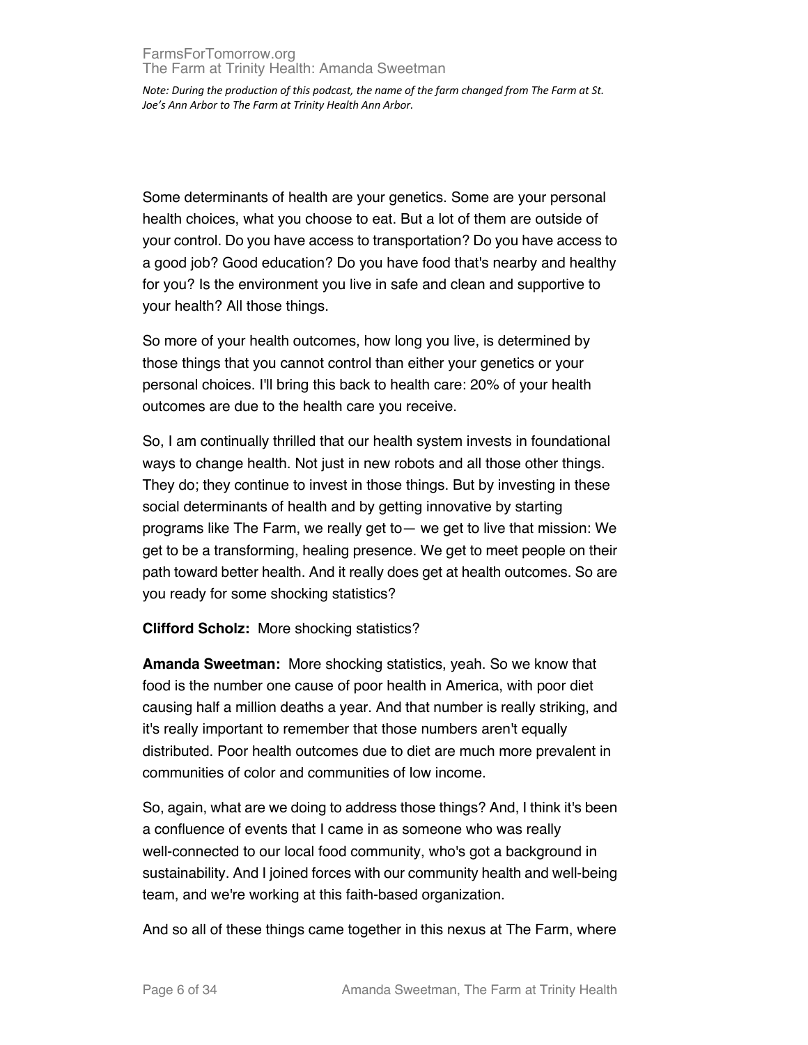Some determinants of health are your genetics. Some are your personal health choices, what you choose to eat. But a lot of them are outside of your control. Do you have access to transportation? Do you have access to a good job? Good education? Do you have food that's nearby and healthy for you? Is the environment you live in safe and clean and supportive to your health? All those things.

So more of your health outcomes, how long you live, is determined by those things that you cannot control than either your genetics or your personal choices. I'll bring this back to health care: 20% of your health outcomes are due to the health care you receive.

So, I am continually thrilled that our health system invests in foundational ways to change health. Not just in new robots and all those other things. They do; they continue to invest in those things. But by investing in these social determinants of health and by getting innovative by starting programs like The Farm, we really get to— we get to live that mission: We get to be a transforming, healing presence. We get to meet people on their path toward better health. And it really does get at health outcomes. So are you ready for some shocking statistics?

**Clifford Scholz:** More shocking statistics?

**Amanda Sweetman:** More shocking statistics, yeah. So we know that food is the number one cause of poor health in America, with poor diet causing half a million deaths a year. And that number is really striking, and it's really important to remember that those numbers aren't equally distributed. Poor health outcomes due to diet are much more prevalent in communities of color and communities of low income.

So, again, what are we doing to address those things? And, I think it's been a confluence of events that I came in as someone who was really well-connected to our local food community, who's got a background in sustainability. And I joined forces with our community health and well-being team, and we're working at this faith-based organization.

And so all of these things came together in this nexus at The Farm, where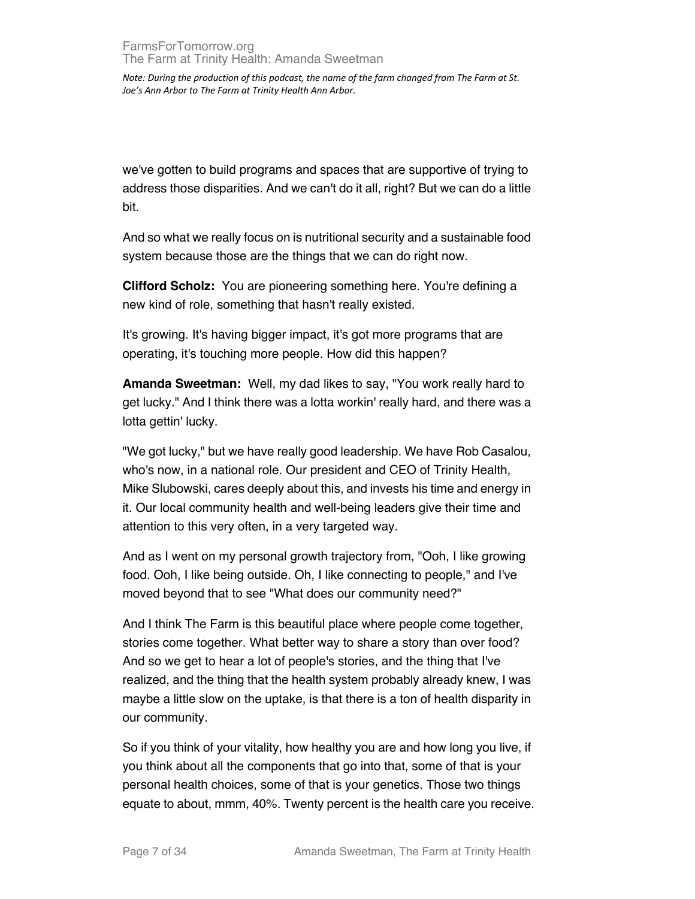we've gotten to build programs and spaces that are supportive of trying to address those disparities. And we can't do it all, right? But we can do a little bit.

And so what we really focus on is nutritional security and a sustainable food system because those are the things that we can do right now.

**Clifford Scholz:** You are pioneering something here. You're defining a new kind of role, something that hasn't really existed.

It's growing. It's having bigger impact, it's got more programs that are operating, it's touching more people. How did this happen?

**Amanda Sweetman:** Well, my dad likes to say, "You work really hard to get lucky." And I think there was a lotta workin' really hard, and there was a lotta gettin' lucky.

"We got lucky," but we have really good leadership. We have Rob Casalou, who's now, in a national role. Our president and CEO of Trinity Health, Mike Slubowski, cares deeply about this, and invests his time and energy in it. Our local community health and well-being leaders give their time and attention to this very often, in a very targeted way.

And as I went on my personal growth trajectory from, "Ooh, I like growing food. Ooh, I like being outside. Oh, I like connecting to people," and I've moved beyond that to see "What does our community need?"

And I think The Farm is this beautiful place where people come together, stories come together. What better way to share a story than over food? And so we get to hear a lot of people's stories, and the thing that I've realized, and the thing that the health system probably already knew, I was maybe a little slow on the uptake, is that there is a ton of health disparity in our community.

So if you think of your vitality, how healthy you are and how long you live, if you think about all the components that go into that, some of that is your personal health choices, some of that is your genetics. Those two things equate to about, mmm, 40%. Twenty percent is the health care you receive.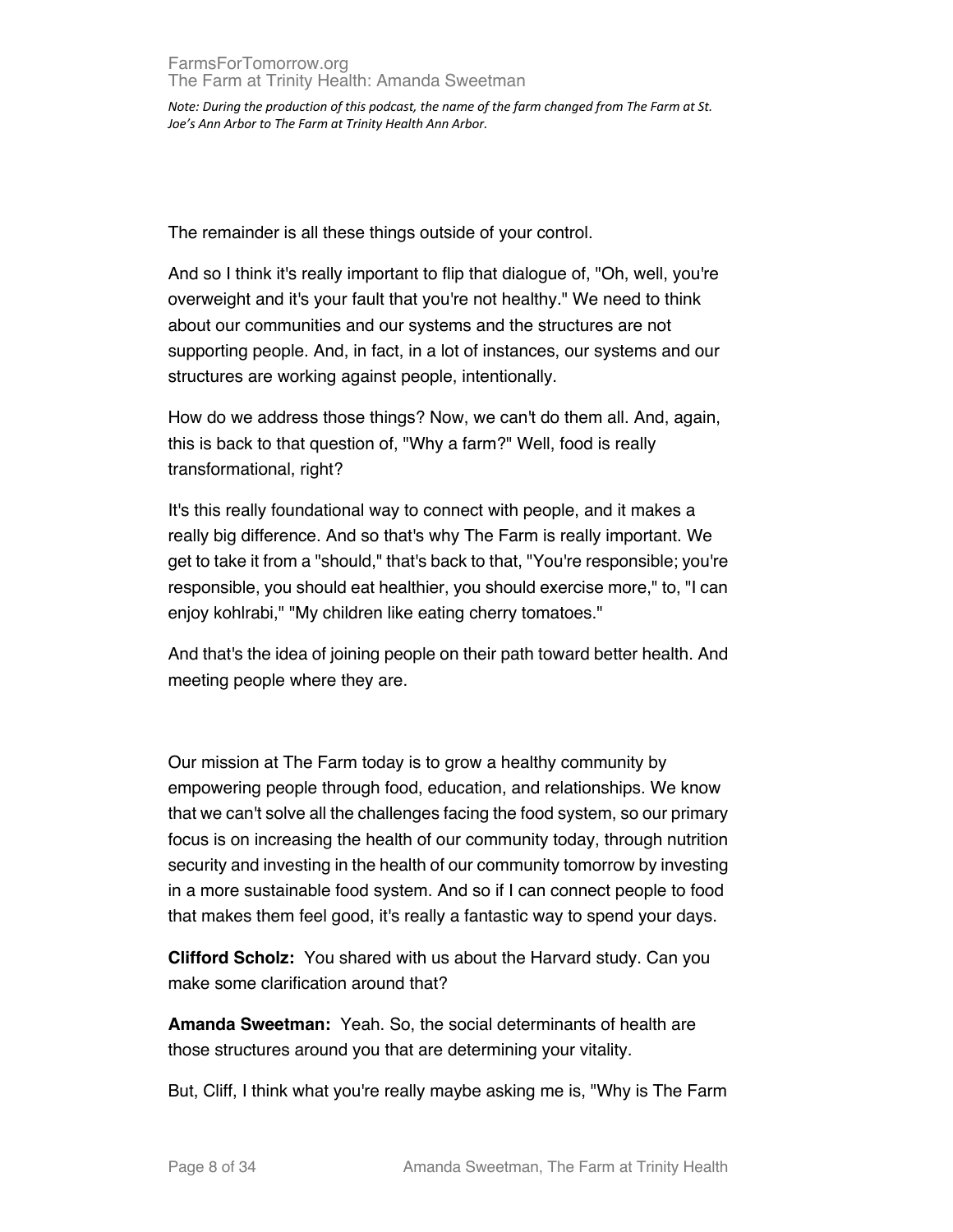The remainder is all these things outside of your control.

And so I think it's really important to flip that dialogue of, "Oh, well, you're overweight and it's your fault that you're not healthy." We need to think about our communities and our systems and the structures are not supporting people. And, in fact, in a lot of instances, our systems and our structures are working against people, intentionally.

How do we address those things? Now, we can't do them all. And, again, this is back to that question of, "Why a farm?" Well, food is really transformational, right?

It's this really foundational way to connect with people, and it makes a really big difference. And so that's why The Farm is really important. We get to take it from a "should," that's back to that, "You're responsible; you're responsible, you should eat healthier, you should exercise more," to, "I can enjoy kohlrabi," "My children like eating cherry tomatoes."

And that's the idea of joining people on their path toward better health. And meeting people where they are.

Our mission at The Farm today is to grow a healthy community by empowering people through food, education, and relationships. We know that we can't solve all the challenges facing the food system, so our primary focus is on increasing the health of our community today, through nutrition security and investing in the health of our community tomorrow by investing in a more sustainable food system. And so if I can connect people to food that makes them feel good, it's really a fantastic way to spend your days.

**Clifford Scholz:** You shared with us about the Harvard study. Can you make some clarification around that?

**Amanda Sweetman:** Yeah. So, the social determinants of health are those structures around you that are determining your vitality.

But, Cliff, I think what you're really maybe asking me is, "Why is The Farm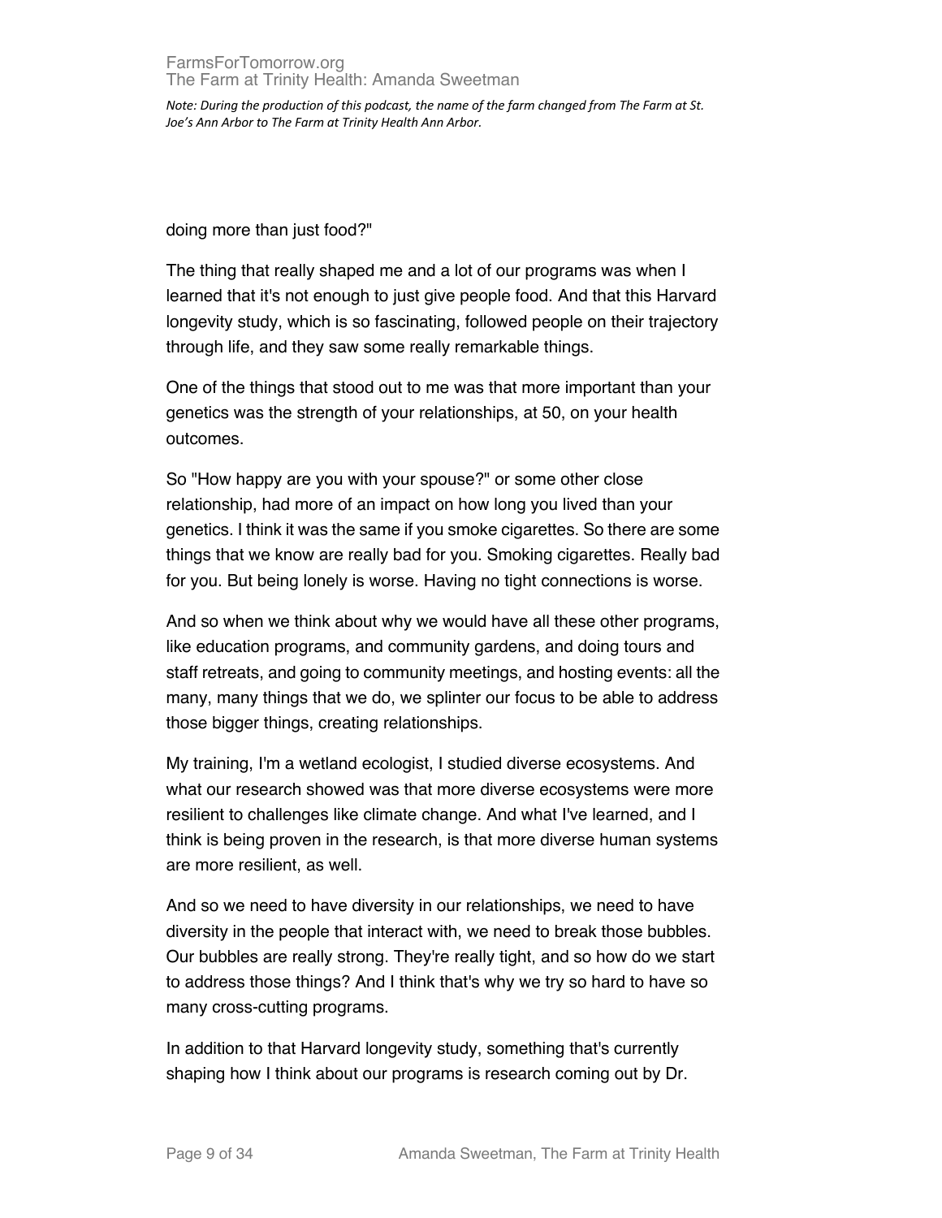doing more than just food?"

The thing that really shaped me and a lot of our programs was when I learned that it's not enough to just give people food. And that this Harvard longevity study, which is so fascinating, followed people on their trajectory through life, and they saw some really remarkable things.

One of the things that stood out to me was that more important than your genetics was the strength of your relationships, at 50, on your health outcomes.

So "How happy are you with your spouse?" or some other close relationship, had more of an impact on how long you lived than your genetics. I think it was the same if you smoke cigarettes. So there are some things that we know are really bad for you. Smoking cigarettes. Really bad for you. But being lonely is worse. Having no tight connections is worse.

And so when we think about why we would have all these other programs, like education programs, and community gardens, and doing tours and staff retreats, and going to community meetings, and hosting events: all the many, many things that we do, we splinter our focus to be able to address those bigger things, creating relationships.

My training, I'm a wetland ecologist, I studied diverse ecosystems. And what our research showed was that more diverse ecosystems were more resilient to challenges like climate change. And what I've learned, and I think is being proven in the research, is that more diverse human systems are more resilient, as well.

And so we need to have diversity in our relationships, we need to have diversity in the people that interact with, we need to break those bubbles. Our bubbles are really strong. They're really tight, and so how do we start to address those things? And I think that's why we try so hard to have so many cross-cutting programs.

In addition to that Harvard longevity study, something that's currently shaping how I think about our programs is research coming out by Dr.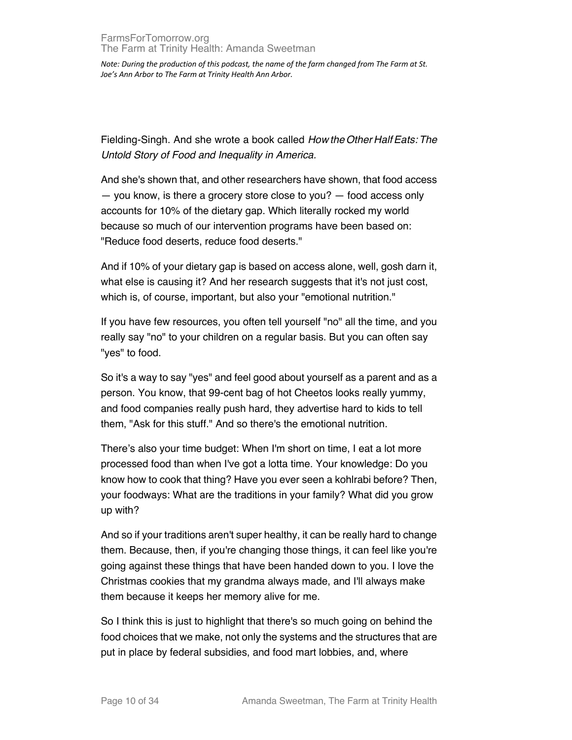Fielding-Singh. And she wrote a book called *How the Other Half Eats: The Untold Story of Food and Inequality in America.*

And she's shown that, and other researchers have shown, that food access — you know, is there a grocery store close to you? — food access only accounts for 10% of the dietary gap. Which literally rocked my world because so much of our intervention programs have been based on: "Reduce food deserts, reduce food deserts."

And if 10% of your dietary gap is based on access alone, well, gosh darn it, what else is causing it? And her research suggests that it's not just cost, which is, of course, important, but also your "emotional nutrition."

If you have few resources, you often tell yourself "no" all the time, and you really say "no" to your children on a regular basis. But you can often say "yes" to food.

So it's a way to say "yes" and feel good about yourself as a parent and as a person. You know, that 99-cent bag of hot Cheetos looks really yummy, and food companies really push hard, they advertise hard to kids to tell them, "Ask for this stuff." And so there's the emotional nutrition.

There's also your time budget: When I'm short on time, I eat a lot more processed food than when I've got a lotta time. Your knowledge: Do you know how to cook that thing? Have you ever seen a kohlrabi before? Then, your foodways: What are the traditions in your family? What did you grow up with?

And so if your traditions aren't super healthy, it can be really hard to change them. Because, then, if you're changing those things, it can feel like you're going against these things that have been handed down to you. I love the Christmas cookies that my grandma always made, and I'll always make them because it keeps her memory alive for me.

So I think this is just to highlight that there's so much going on behind the food choices that we make, not only the systems and the structures that are put in place by federal subsidies, and food mart lobbies, and, where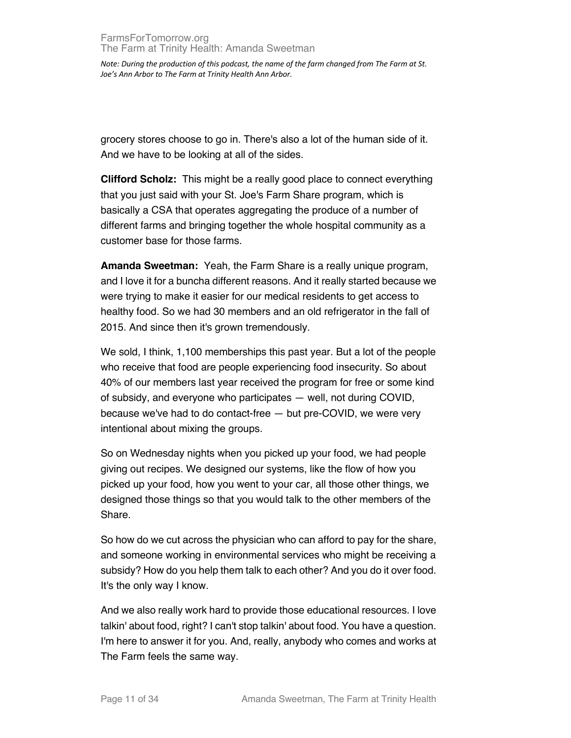grocery stores choose to go in. There's also a lot of the human side of it. And we have to be looking at all of the sides.

**Clifford Scholz:** This might be a really good place to connect everything that you just said with your St. Joe's Farm Share program, which is basically a CSA that operates aggregating the produce of a number of different farms and bringing together the whole hospital community as a customer base for those farms.

**Amanda Sweetman:** Yeah, the Farm Share is a really unique program, and I love it for a buncha different reasons. And it really started because we were trying to make it easier for our medical residents to get access to healthy food. So we had 30 members and an old refrigerator in the fall of 2015. And since then it's grown tremendously.

We sold, I think, 1,100 memberships this past year. But a lot of the people who receive that food are people experiencing food insecurity. So about 40% of our members last year received the program for free or some kind of subsidy, and everyone who participates — well, not during COVID, because we've had to do contact-free — but pre-COVID, we were very intentional about mixing the groups.

So on Wednesday nights when you picked up your food, we had people giving out recipes. We designed our systems, like the flow of how you picked up your food, how you went to your car, all those other things, we designed those things so that you would talk to the other members of the Share.

So how do we cut across the physician who can afford to pay for the share, and someone working in environmental services who might be receiving a subsidy? How do you help them talk to each other? And you do it over food. It's the only way I know.

And we also really work hard to provide those educational resources. I love talkin' about food, right? I can't stop talkin' about food. You have a question. I'm here to answer it for you. And, really, anybody who comes and works at The Farm feels the same way.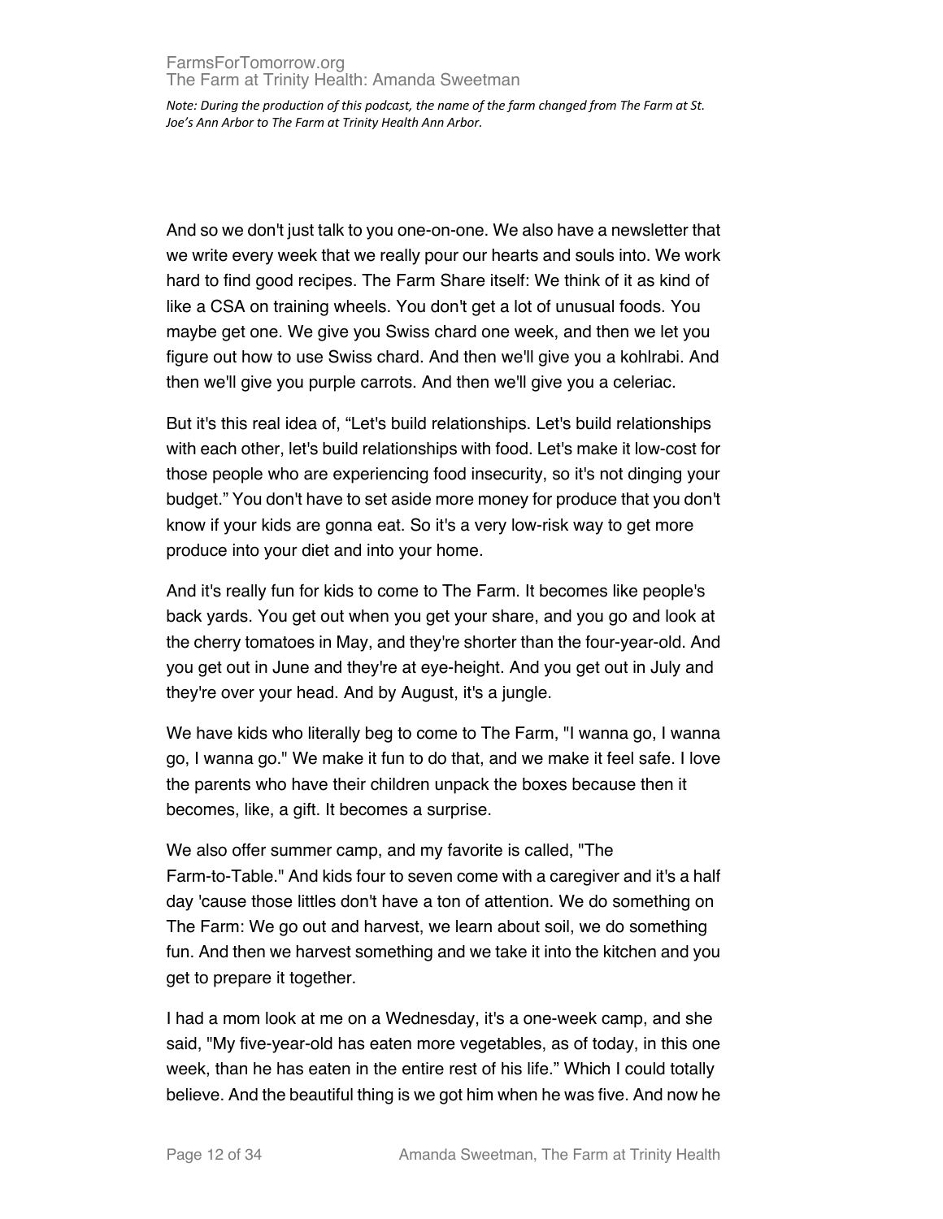And so we don't just talk to you one-on-one. We also have a newsletter that we write every week that we really pour our hearts and souls into. We work hard to find good recipes. The Farm Share itself: We think of it as kind of like a CSA on training wheels. You don't get a lot of unusual foods. You maybe get one. We give you Swiss chard one week, and then we let you figure out how to use Swiss chard. And then we'll give you a kohlrabi. And then we'll give you purple carrots. And then we'll give you a celeriac.

But it's this real idea of, "Let's build relationships. Let's build relationships with each other, let's build relationships with food. Let's make it low-cost for those people who are experiencing food insecurity, so it's not dinging your budget." You don't have to set aside more money for produce that you don't know if your kids are gonna eat. So it's a very low-risk way to get more produce into your diet and into your home.

And it's really fun for kids to come to The Farm. It becomes like people's back yards. You get out when you get your share, and you go and look at the cherry tomatoes in May, and they're shorter than the four-year-old. And you get out in June and they're at eye-height. And you get out in July and they're over your head. And by August, it's a jungle.

We have kids who literally beg to come to The Farm, "I wanna go, I wanna go, I wanna go." We make it fun to do that, and we make it feel safe. I love the parents who have their children unpack the boxes because then it becomes, like, a gift. It becomes a surprise.

We also offer summer camp, and my favorite is called, "The Farm-to-Table." And kids four to seven come with a caregiver and it's a half day 'cause those littles don't have a ton of attention. We do something on The Farm: We go out and harvest, we learn about soil, we do something fun. And then we harvest something and we take it into the kitchen and you get to prepare it together.

I had a mom look at me on a Wednesday, it's a one-week camp, and she said, "My five-year-old has eaten more vegetables, as of today, in this one week, than he has eaten in the entire rest of his life." Which I could totally believe. And the beautiful thing is we got him when he was five. And now he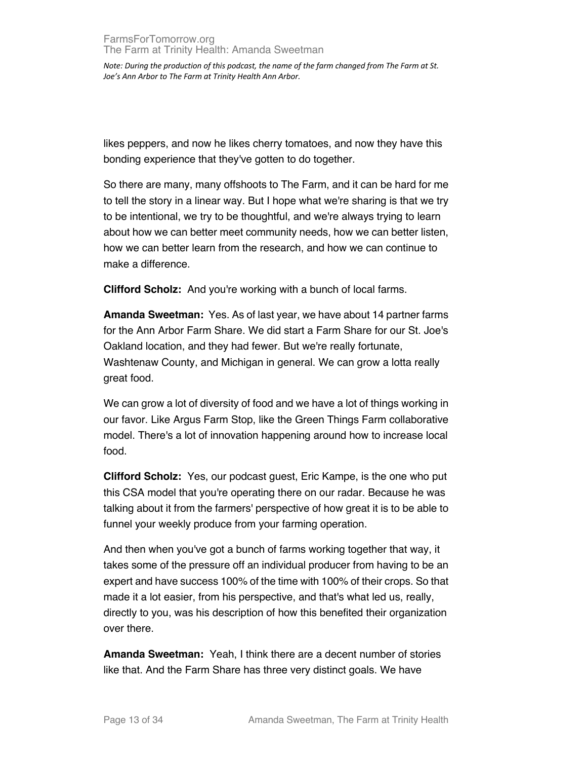likes peppers, and now he likes cherry tomatoes, and now they have this bonding experience that they've gotten to do together.

So there are many, many offshoots to The Farm, and it can be hard for me to tell the story in a linear way. But I hope what we're sharing is that we try to be intentional, we try to be thoughtful, and we're always trying to learn about how we can better meet community needs, how we can better listen, how we can better learn from the research, and how we can continue to make a difference.

**Clifford Scholz:** And you're working with a bunch of local farms.

**Amanda Sweetman:** Yes. As of last year, we have about 14 partner farms for the Ann Arbor Farm Share. We did start a Farm Share for our St. Joe's Oakland location, and they had fewer. But we're really fortunate, Washtenaw County, and Michigan in general. We can grow a lotta really great food.

We can grow a lot of diversity of food and we have a lot of things working in our favor. Like Argus Farm Stop, like the Green Things Farm collaborative model. There's a lot of innovation happening around how to increase local food.

**Clifford Scholz:** Yes, our podcast guest, Eric Kampe, is the one who put this CSA model that you're operating there on our radar. Because he was talking about it from the farmers' perspective of how great it is to be able to funnel your weekly produce from your farming operation.

And then when you've got a bunch of farms working together that way, it takes some of the pressure off an individual producer from having to be an expert and have success 100% of the time with 100% of their crops. So that made it a lot easier, from his perspective, and that's what led us, really, directly to you, was his description of how this benefited their organization over there.

**Amanda Sweetman:** Yeah, I think there are a decent number of stories like that. And the Farm Share has three very distinct goals. We have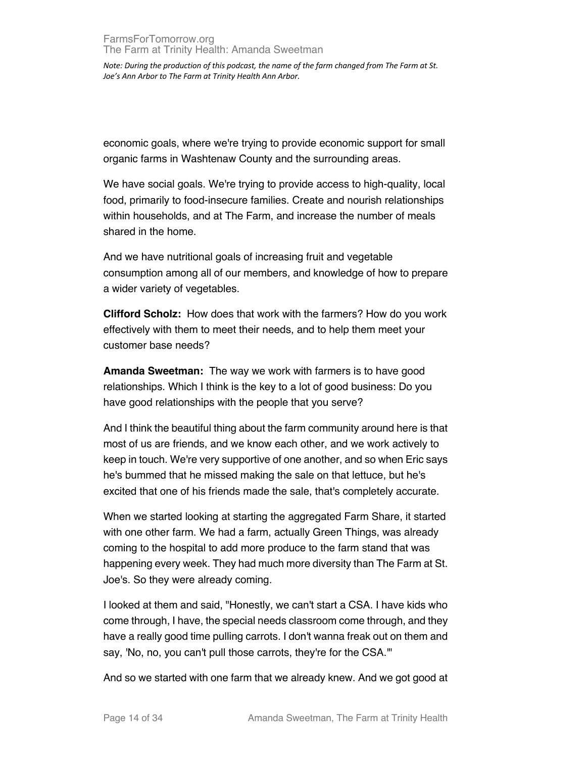economic goals, where we're trying to provide economic support for small organic farms in Washtenaw County and the surrounding areas.

We have social goals. We're trying to provide access to high-quality, local food, primarily to food-insecure families. Create and nourish relationships within households, and at The Farm, and increase the number of meals shared in the home.

And we have nutritional goals of increasing fruit and vegetable consumption among all of our members, and knowledge of how to prepare a wider variety of vegetables.

**Clifford Scholz:** How does that work with the farmers? How do you work effectively with them to meet their needs, and to help them meet your customer base needs?

**Amanda Sweetman:** The way we work with farmers is to have good relationships. Which I think is the key to a lot of good business: Do you have good relationships with the people that you serve?

And I think the beautiful thing about the farm community around here is that most of us are friends, and we know each other, and we work actively to keep in touch. We're very supportive of one another, and so when Eric says he's bummed that he missed making the sale on that lettuce, but he's excited that one of his friends made the sale, that's completely accurate.

When we started looking at starting the aggregated Farm Share, it started with one other farm. We had a farm, actually Green Things, was already coming to the hospital to add more produce to the farm stand that was happening every week. They had much more diversity than The Farm at St. Joe's. So they were already coming.

I looked at them and said, "Honestly, we can't start a CSA. I have kids who come through, I have, the special needs classroom come through, and they have a really good time pulling carrots. I don't wanna freak out on them and say, 'No, no, you can't pull those carrots, they're for the CSA.'"

And so we started with one farm that we already knew. And we got good at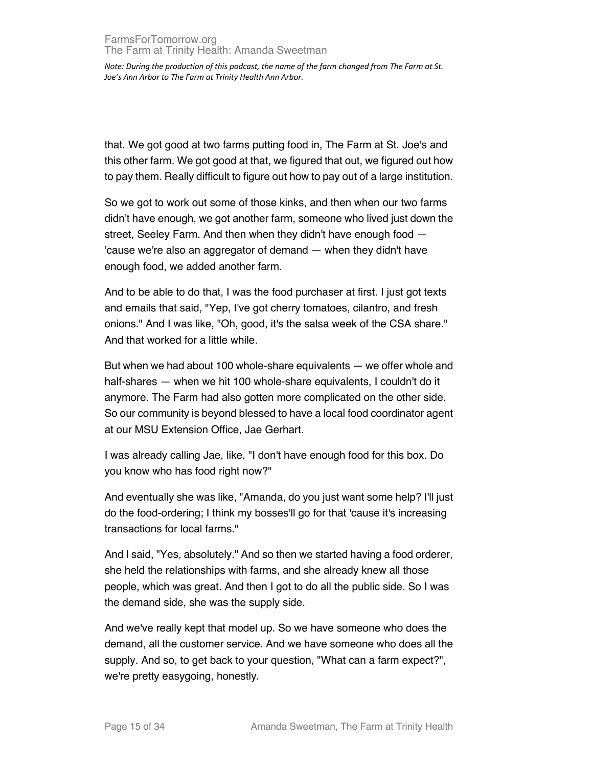that. We got good at two farms putting food in, The Farm at St. Joe's and this other farm. We got good at that, we figured that out, we figured out how to pay them. Really difficult to figure out how to pay out of a large institution.

So we got to work out some of those kinks, and then when our two farms didn't have enough, we got another farm, someone who lived just down the street, Seeley Farm. And then when they didn't have enough food — 'cause we're also an aggregator of demand — when they didn't have enough food, we added another farm.

And to be able to do that, I was the food purchaser at first. I just got texts and emails that said, "Yep, I've got cherry tomatoes, cilantro, and fresh onions." And I was like, "Oh, good, it's the salsa week of the CSA share." And that worked for a little while.

But when we had about 100 whole-share equivalents — we offer whole and half-shares — when we hit 100 whole-share equivalents, I couldn't do it anymore. The Farm had also gotten more complicated on the other side. So our community is beyond blessed to have a local food coordinator agent at our MSU Extension Office, Jae Gerhart.

I was already calling Jae, like, "I don't have enough food for this box. Do you know who has food right now?"

And eventually she was like, "Amanda, do you just want some help? I'll just do the food-ordering; I think my bosses'll go for that 'cause it's increasing transactions for local farms."

And I said, "Yes, absolutely." And so then we started having a food orderer, she held the relationships with farms, and she already knew all those people, which was great. And then I got to do all the public side. So I was the demand side, she was the supply side.

And we've really kept that model up. So we have someone who does the demand, all the customer service. And we have someone who does all the supply. And so, to get back to your question, "What can a farm expect?", we're pretty easygoing, honestly.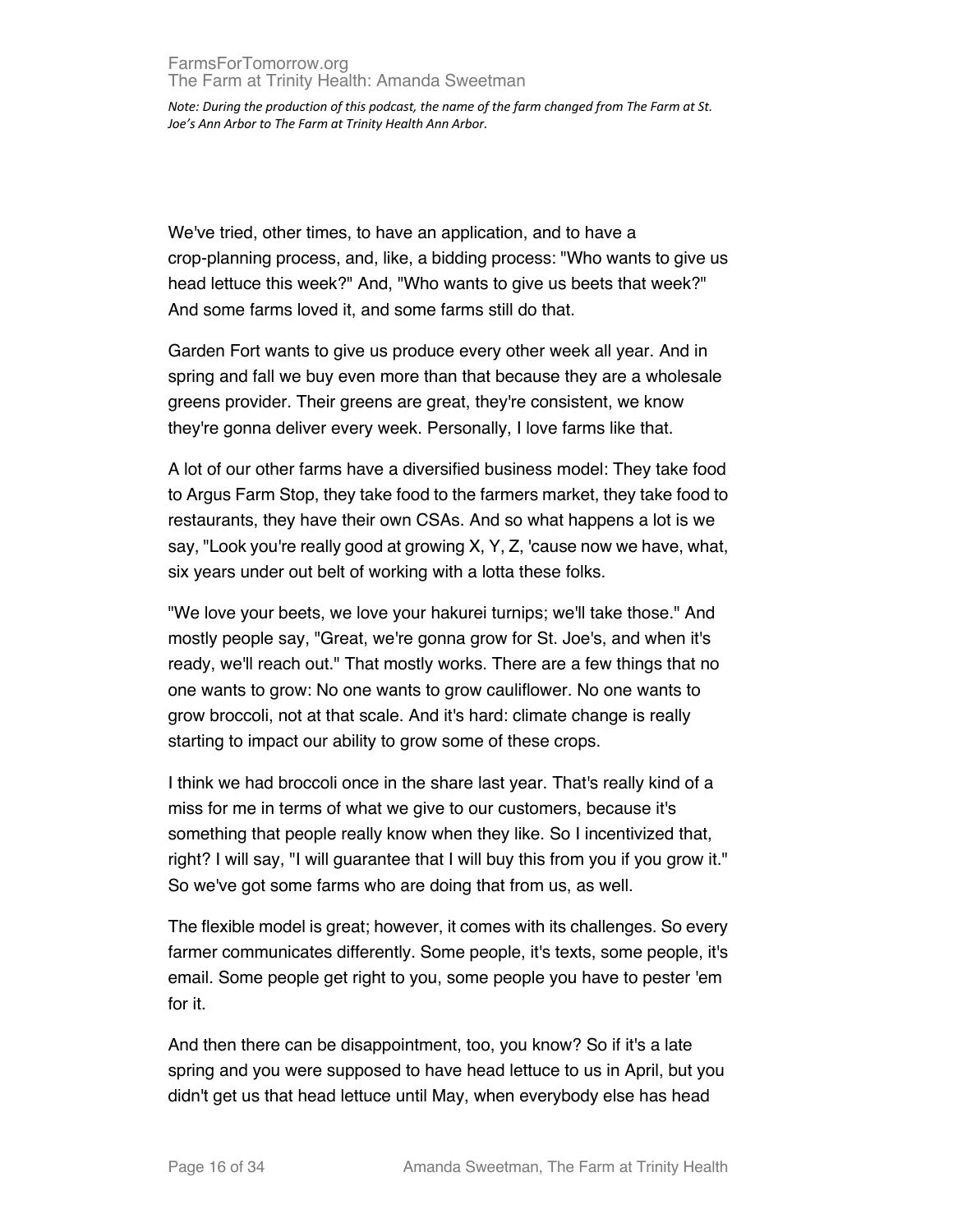We've tried, other times, to have an application, and to have a crop-planning process, and, like, a bidding process: "Who wants to give us head lettuce this week?" And, "Who wants to give us beets that week?" And some farms loved it, and some farms still do that.

Garden Fort wants to give us produce every other week all year. And in spring and fall we buy even more than that because they are a wholesale greens provider. Their greens are great, they're consistent, we know they're gonna deliver every week. Personally, I love farms like that.

A lot of our other farms have a diversified business model: They take food to Argus Farm Stop, they take food to the farmers market, they take food to restaurants, they have their own CSAs. And so what happens a lot is we say, "Look you're really good at growing X, Y, Z, 'cause now we have, what, six years under out belt of working with a lotta these folks.

"We love your beets, we love your hakurei turnips; we'll take those." And mostly people say, "Great, we're gonna grow for St. Joe's, and when it's ready, we'll reach out." That mostly works. There are a few things that no one wants to grow: No one wants to grow cauliflower. No one wants to grow broccoli, not at that scale. And it's hard: climate change is really starting to impact our ability to grow some of these crops.

I think we had broccoli once in the share last year. That's really kind of a miss for me in terms of what we give to our customers, because it's something that people really know when they like. So I incentivized that, right? I will say, "I will guarantee that I will buy this from you if you grow it." So we've got some farms who are doing that from us, as well.

The flexible model is great; however, it comes with its challenges. So every farmer communicates differently. Some people, it's texts, some people, it's email. Some people get right to you, some people you have to pester 'em for it.

And then there can be disappointment, too, you know? So if it's a late spring and you were supposed to have head lettuce to us in April, but you didn't get us that head lettuce until May, when everybody else has head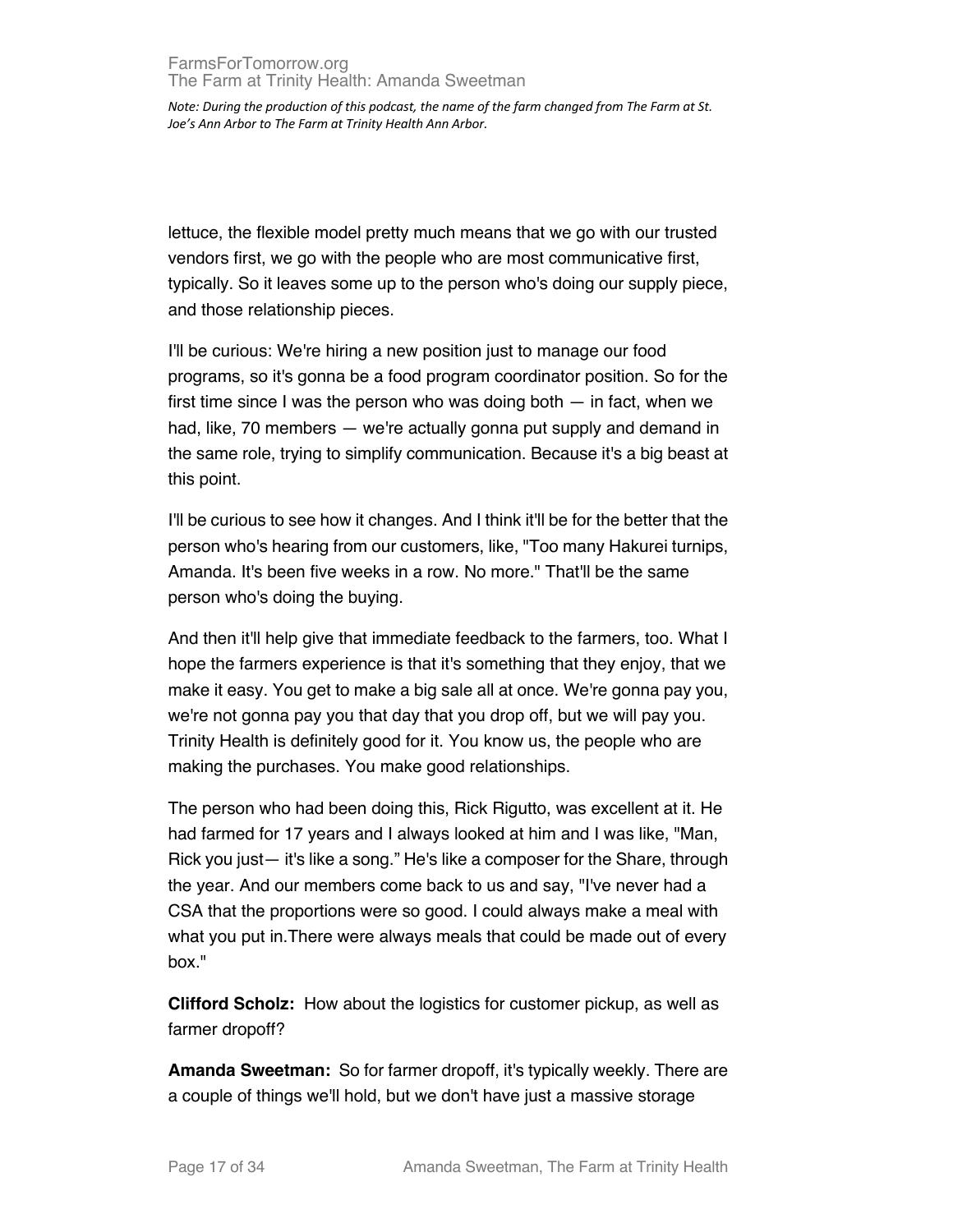lettuce, the flexible model pretty much means that we go with our trusted vendors first, we go with the people who are most communicative first, typically. So it leaves some up to the person who's doing our supply piece, and those relationship pieces.

I'll be curious: We're hiring a new position just to manage our food programs, so it's gonna be a food program coordinator position. So for the first time since I was the person who was doing both — in fact, when we had, like, 70 members — we're actually gonna put supply and demand in the same role, trying to simplify communication. Because it's a big beast at this point.

I'll be curious to see how it changes. And I think it'll be for the better that the person who's hearing from our customers, like, "Too many Hakurei turnips, Amanda. It's been five weeks in a row. No more." That'll be the same person who's doing the buying.

And then it'll help give that immediate feedback to the farmers, too. What I hope the farmers experience is that it's something that they enjoy, that we make it easy. You get to make a big sale all at once. We're gonna pay you, we're not gonna pay you that day that you drop off, but we will pay you. Trinity Health is definitely good for it. You know us, the people who are making the purchases. You make good relationships.

The person who had been doing this, Rick Rigutto, was excellent at it. He had farmed for 17 years and I always looked at him and I was like, "Man, Rick you just— it's like a song." He's like a composer for the Share, through the year. And our members come back to us and say, "I've never had a CSA that the proportions were so good. I could always make a meal with what you put in.There were always meals that could be made out of every box."

**Clifford Scholz:** How about the logistics for customer pickup, as well as farmer dropoff?

**Amanda Sweetman:** So for farmer dropoff, it's typically weekly. There are a couple of things we'll hold, but we don't have just a massive storage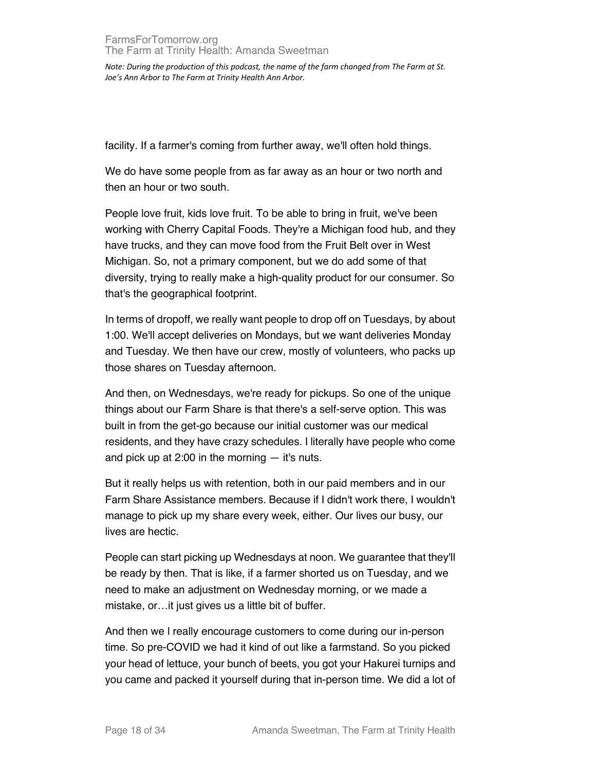facility. If a farmer's coming from further away, we'll often hold things.

We do have some people from as far away as an hour or two north and then an hour or two south.

People love fruit, kids love fruit. To be able to bring in fruit, we've been working with Cherry Capital Foods. They're a Michigan food hub, and they have trucks, and they can move food from the Fruit Belt over in West Michigan. So, not a primary component, but we do add some of that diversity, trying to really make a high-quality product for our consumer. So that's the geographical footprint.

In terms of dropoff, we really want people to drop off on Tuesdays, by about 1:00. We'll accept deliveries on Mondays, but we want deliveries Monday and Tuesday. We then have our crew, mostly of volunteers, who packs up those shares on Tuesday afternoon.

And then, on Wednesdays, we're ready for pickups. So one of the unique things about our Farm Share is that there's a self-serve option. This was built in from the get-go because our initial customer was our medical residents, and they have crazy schedules. I literally have people who come and pick up at 2:00 in the morning — it's nuts.

But it really helps us with retention, both in our paid members and in our Farm Share Assistance members. Because if I didn't work there, I wouldn't manage to pick up my share every week, either. Our lives our busy, our lives are hectic.

People can start picking up Wednesdays at noon. We guarantee that they'll be ready by then. That is like, if a farmer shorted us on Tuesday, and we need to make an adjustment on Wednesday morning, or we made a mistake, or…it just gives us a little bit of buffer.

And then we l really encourage customers to come during our in-person time. So pre-COVID we had it kind of out like a farmstand. So you picked your head of lettuce, your bunch of beets, you got your Hakurei turnips and you came and packed it yourself during that in-person time. We did a lot of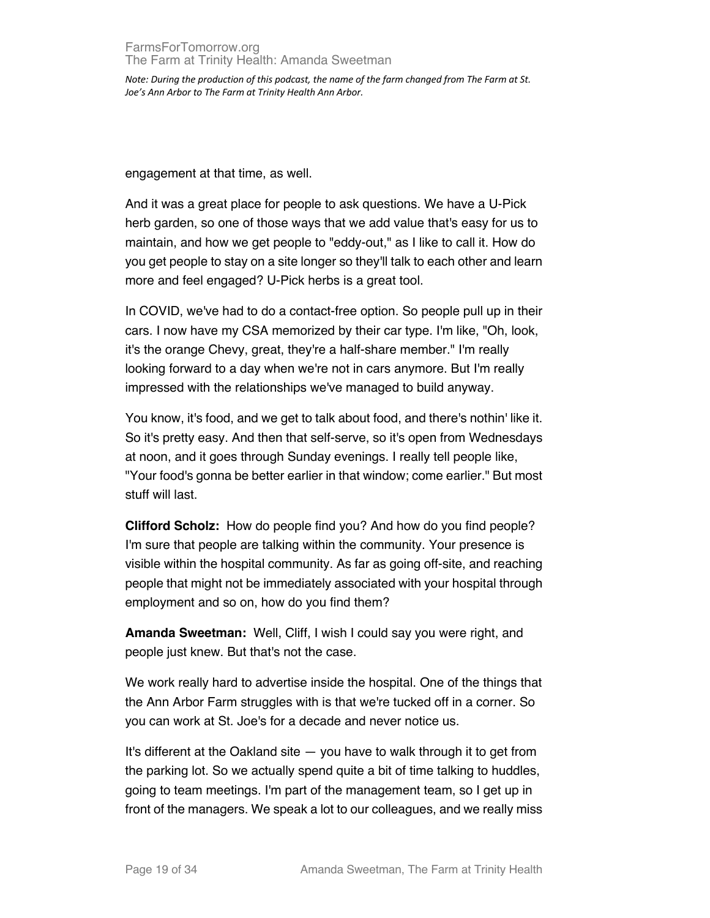engagement at that time, as well.

And it was a great place for people to ask questions. We have a U-Pick herb garden, so one of those ways that we add value that's easy for us to maintain, and how we get people to "eddy-out," as I like to call it. How do you get people to stay on a site longer so they'll talk to each other and learn more and feel engaged? U-Pick herbs is a great tool.

In COVID, we've had to do a contact-free option. So people pull up in their cars. I now have my CSA memorized by their car type. I'm like, "Oh, look, it's the orange Chevy, great, they're a half-share member." I'm really looking forward to a day when we're not in cars anymore. But I'm really impressed with the relationships we've managed to build anyway.

You know, it's food, and we get to talk about food, and there's nothin' like it. So it's pretty easy. And then that self-serve, so it's open from Wednesdays at noon, and it goes through Sunday evenings. I really tell people like, "Your food's gonna be better earlier in that window; come earlier." But most stuff will last.

**Clifford Scholz:** How do people find you? And how do you find people? I'm sure that people are talking within the community. Your presence is visible within the hospital community. As far as going off-site, and reaching people that might not be immediately associated with your hospital through employment and so on, how do you find them?

**Amanda Sweetman:** Well, Cliff, I wish I could say you were right, and people just knew. But that's not the case.

We work really hard to advertise inside the hospital. One of the things that the Ann Arbor Farm struggles with is that we're tucked off in a corner. So you can work at St. Joe's for a decade and never notice us.

It's different at the Oakland site — you have to walk through it to get from the parking lot. So we actually spend quite a bit of time talking to huddles, going to team meetings. I'm part of the management team, so I get up in front of the managers. We speak a lot to our colleagues, and we really miss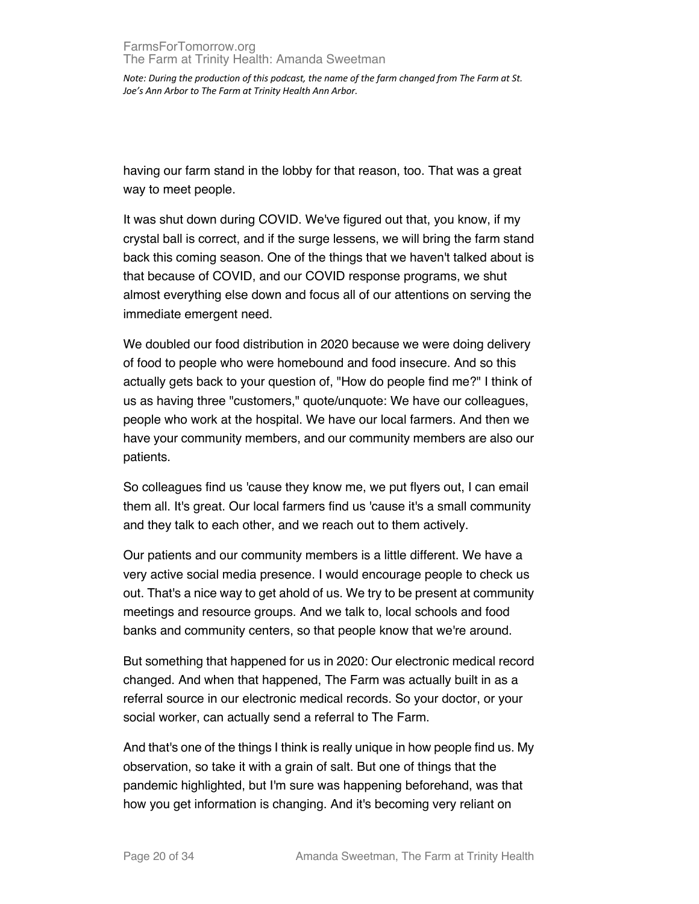having our farm stand in the lobby for that reason, too. That was a great way to meet people.

It was shut down during COVID. We've figured out that, you know, if my crystal ball is correct, and if the surge lessens, we will bring the farm stand back this coming season. One of the things that we haven't talked about is that because of COVID, and our COVID response programs, we shut almost everything else down and focus all of our attentions on serving the immediate emergent need.

We doubled our food distribution in 2020 because we were doing delivery of food to people who were homebound and food insecure. And so this actually gets back to your question of, "How do people find me?" I think of us as having three "customers," quote/unquote: We have our colleagues, people who work at the hospital. We have our local farmers. And then we have your community members, and our community members are also our patients.

So colleagues find us 'cause they know me, we put flyers out, I can email them all. It's great. Our local farmers find us 'cause it's a small community and they talk to each other, and we reach out to them actively.

Our patients and our community members is a little different. We have a very active social media presence. I would encourage people to check us out. That's a nice way to get ahold of us. We try to be present at community meetings and resource groups. And we talk to, local schools and food banks and community centers, so that people know that we're around.

But something that happened for us in 2020: Our electronic medical record changed. And when that happened, The Farm was actually built in as a referral source in our electronic medical records. So your doctor, or your social worker, can actually send a referral to The Farm.

And that's one of the things I think is really unique in how people find us. My observation, so take it with a grain of salt. But one of things that the pandemic highlighted, but I'm sure was happening beforehand, was that how you get information is changing. And it's becoming very reliant on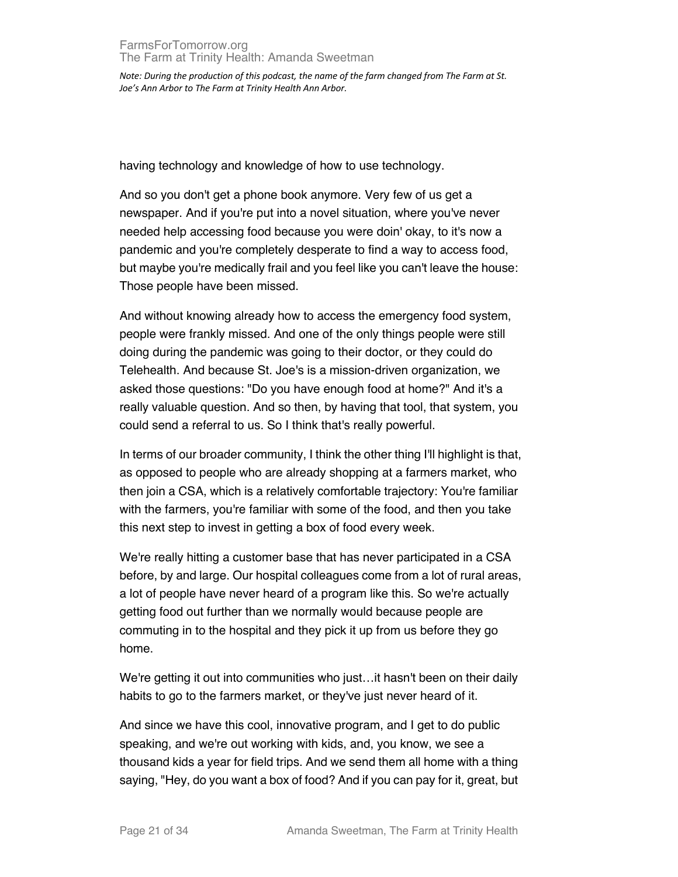having technology and knowledge of how to use technology.

And so you don't get a phone book anymore. Very few of us get a newspaper. And if you're put into a novel situation, where you've never needed help accessing food because you were doin' okay, to it's now a pandemic and you're completely desperate to find a way to access food, but maybe you're medically frail and you feel like you can't leave the house: Those people have been missed.

And without knowing already how to access the emergency food system, people were frankly missed. And one of the only things people were still doing during the pandemic was going to their doctor, or they could do Telehealth. And because St. Joe's is a mission-driven organization, we asked those questions: "Do you have enough food at home?" And it's a really valuable question. And so then, by having that tool, that system, you could send a referral to us. So I think that's really powerful.

In terms of our broader community, I think the other thing I'll highlight is that, as opposed to people who are already shopping at a farmers market, who then join a CSA, which is a relatively comfortable trajectory: You're familiar with the farmers, you're familiar with some of the food, and then you take this next step to invest in getting a box of food every week.

We're really hitting a customer base that has never participated in a CSA before, by and large. Our hospital colleagues come from a lot of rural areas, a lot of people have never heard of a program like this. So we're actually getting food out further than we normally would because people are commuting in to the hospital and they pick it up from us before they go home.

We're getting it out into communities who just…it hasn't been on their daily habits to go to the farmers market, or they've just never heard of it.

And since we have this cool, innovative program, and I get to do public speaking, and we're out working with kids, and, you know, we see a thousand kids a year for field trips. And we send them all home with a thing saying, "Hey, do you want a box of food? And if you can pay for it, great, but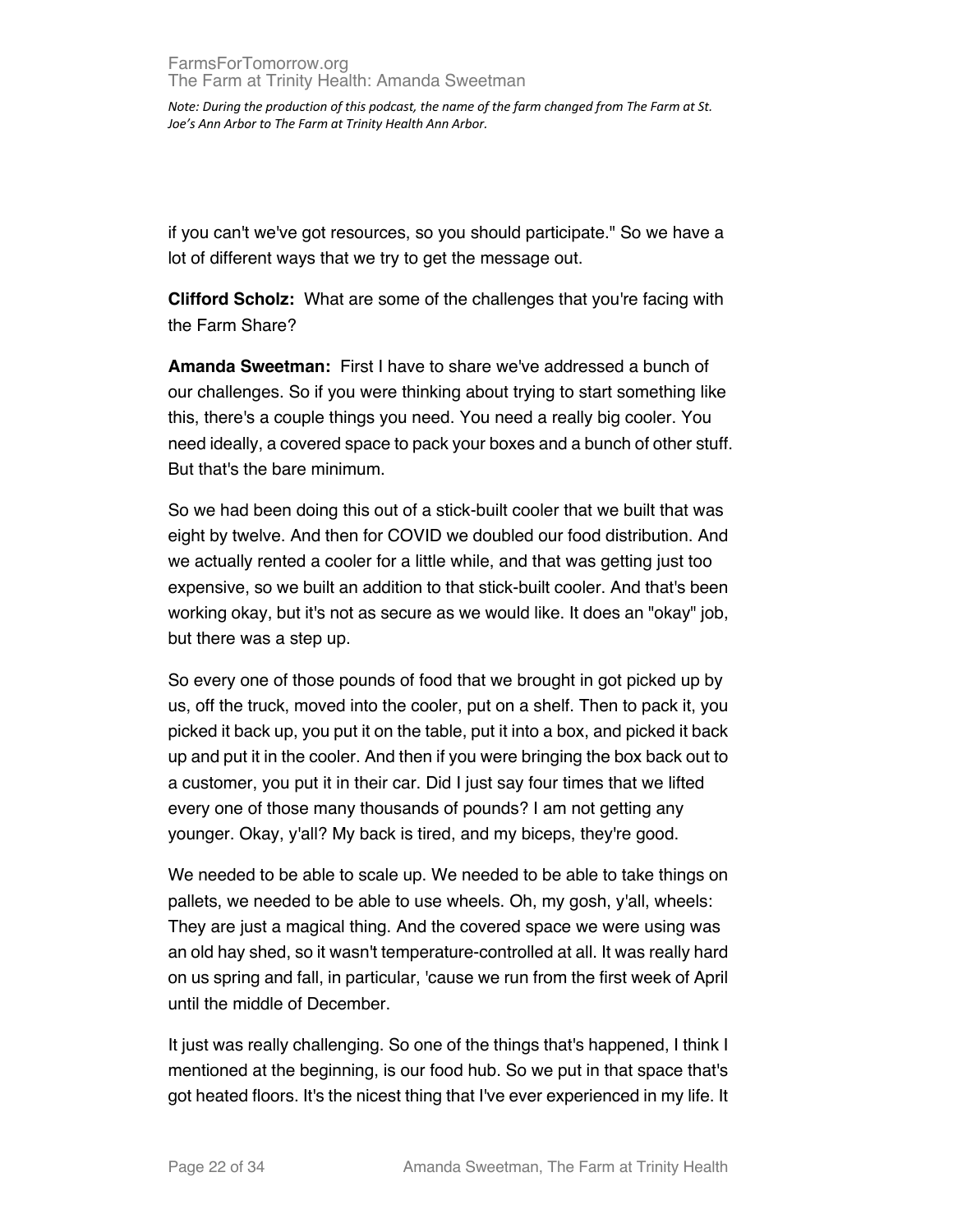if you can't we've got resources, so you should participate." So we have a lot of different ways that we try to get the message out.

**Clifford Scholz:** What are some of the challenges that you're facing with the Farm Share?

**Amanda Sweetman:** First I have to share we've addressed a bunch of our challenges. So if you were thinking about trying to start something like this, there's a couple things you need. You need a really big cooler. You need ideally, a covered space to pack your boxes and a bunch of other stuff. But that's the bare minimum.

So we had been doing this out of a stick-built cooler that we built that was eight by twelve. And then for COVID we doubled our food distribution. And we actually rented a cooler for a little while, and that was getting just too expensive, so we built an addition to that stick-built cooler. And that's been working okay, but it's not as secure as we would like. It does an "okay" job, but there was a step up.

So every one of those pounds of food that we brought in got picked up by us, off the truck, moved into the cooler, put on a shelf. Then to pack it, you picked it back up, you put it on the table, put it into a box, and picked it back up and put it in the cooler. And then if you were bringing the box back out to a customer, you put it in their car. Did I just say four times that we lifted every one of those many thousands of pounds? I am not getting any younger. Okay, y'all? My back is tired, and my biceps, they're good.

We needed to be able to scale up. We needed to be able to take things on pallets, we needed to be able to use wheels. Oh, my gosh, y'all, wheels: They are just a magical thing. And the covered space we were using was an old hay shed, so it wasn't temperature-controlled at all. It was really hard on us spring and fall, in particular, 'cause we run from the first week of April until the middle of December.

It just was really challenging. So one of the things that's happened, I think I mentioned at the beginning, is our food hub. So we put in that space that's got heated floors. It's the nicest thing that I've ever experienced in my life. It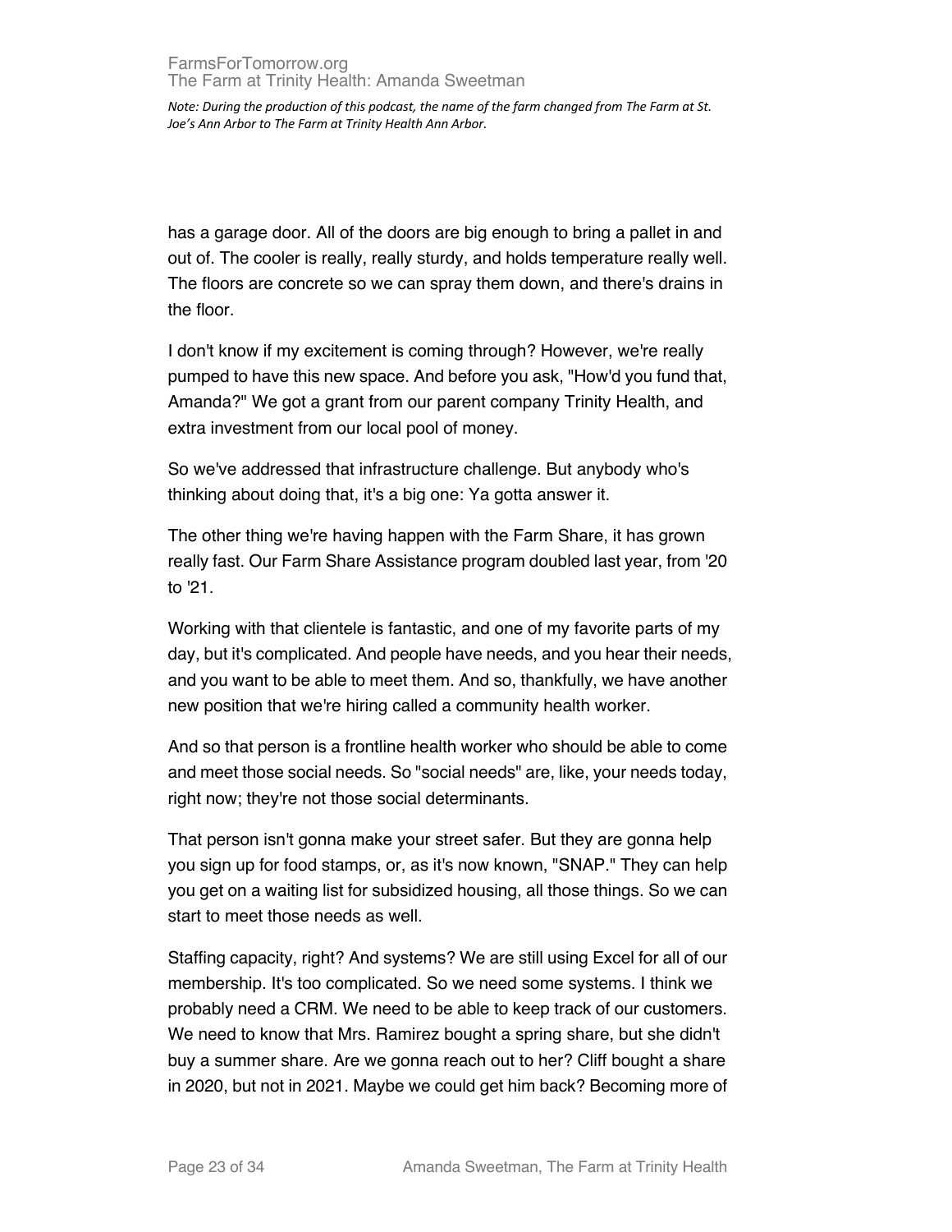has a garage door. All of the doors are big enough to bring a pallet in and out of. The cooler is really, really sturdy, and holds temperature really well. The floors are concrete so we can spray them down, and there's drains in the floor.

I don't know if my excitement is coming through? However, we're really pumped to have this new space. And before you ask, "How'd you fund that, Amanda?" We got a grant from our parent company Trinity Health, and extra investment from our local pool of money.

So we've addressed that infrastructure challenge. But anybody who's thinking about doing that, it's a big one: Ya gotta answer it.

The other thing we're having happen with the Farm Share, it has grown really fast. Our Farm Share Assistance program doubled last year, from '20 to '21.

Working with that clientele is fantastic, and one of my favorite parts of my day, but it's complicated. And people have needs, and you hear their needs, and you want to be able to meet them. And so, thankfully, we have another new position that we're hiring called a community health worker.

And so that person is a frontline health worker who should be able to come and meet those social needs. So "social needs" are, like, your needs today, right now; they're not those social determinants.

That person isn't gonna make your street safer. But they are gonna help you sign up for food stamps, or, as it's now known, "SNAP." They can help you get on a waiting list for subsidized housing, all those things. So we can start to meet those needs as well.

Staffing capacity, right? And systems? We are still using Excel for all of our membership. It's too complicated. So we need some systems. I think we probably need a CRM. We need to be able to keep track of our customers. We need to know that Mrs. Ramirez bought a spring share, but she didn't buy a summer share. Are we gonna reach out to her? Cliff bought a share in 2020, but not in 2021. Maybe we could get him back? Becoming more of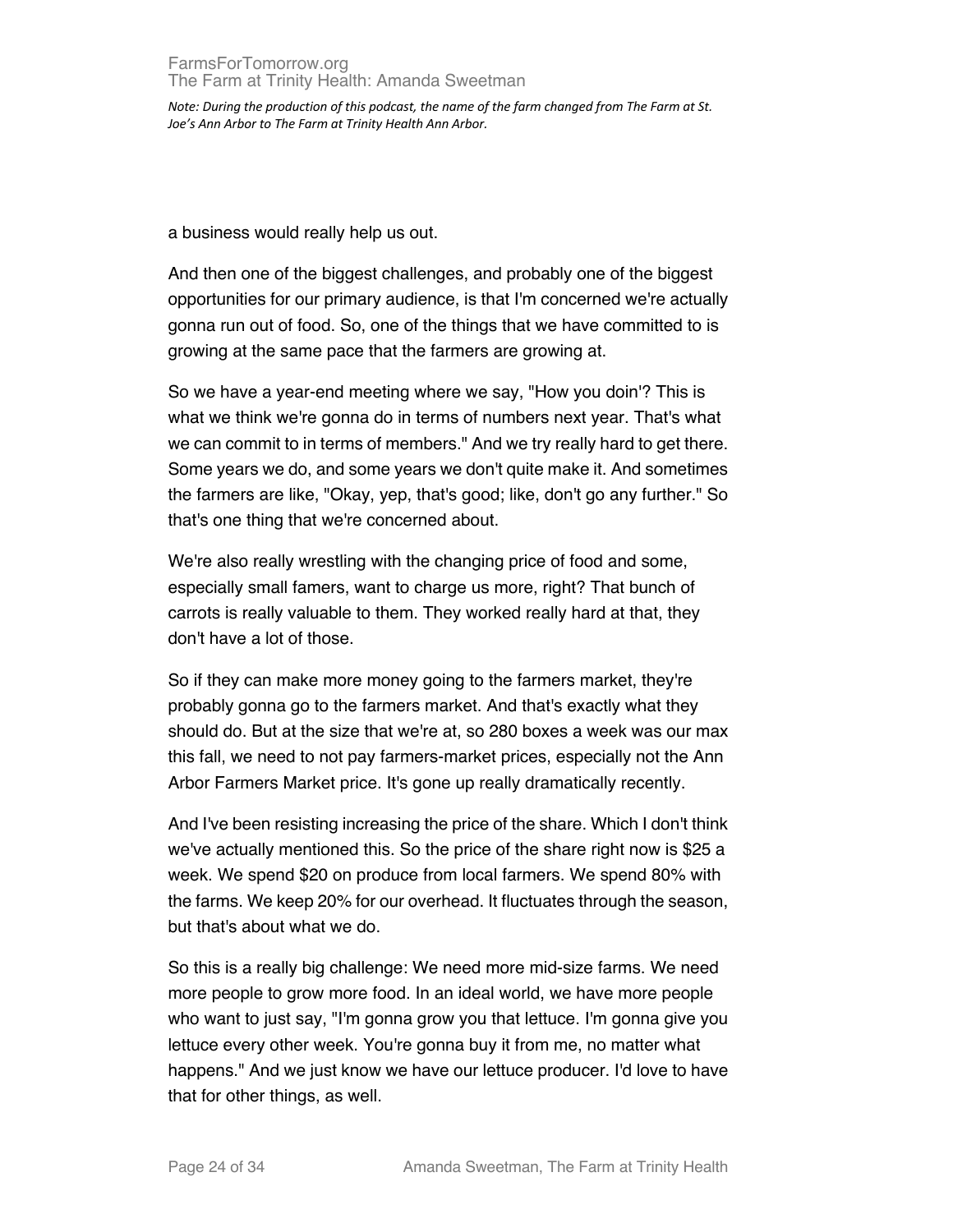a business would really help us out.

And then one of the biggest challenges, and probably one of the biggest opportunities for our primary audience, is that I'm concerned we're actually gonna run out of food. So, one of the things that we have committed to is growing at the same pace that the farmers are growing at.

So we have a year-end meeting where we say, "How you doin'? This is what we think we're gonna do in terms of numbers next year. That's what we can commit to in terms of members." And we try really hard to get there. Some years we do, and some years we don't quite make it. And sometimes the farmers are like, "Okay, yep, that's good; like, don't go any further." So that's one thing that we're concerned about.

We're also really wrestling with the changing price of food and some, especially small famers, want to charge us more, right? That bunch of carrots is really valuable to them. They worked really hard at that, they don't have a lot of those.

So if they can make more money going to the farmers market, they're probably gonna go to the farmers market. And that's exactly what they should do. But at the size that we're at, so 280 boxes a week was our max this fall, we need to not pay farmers-market prices, especially not the Ann Arbor Farmers Market price. It's gone up really dramatically recently.

And I've been resisting increasing the price of the share. Which I don't think we've actually mentioned this. So the price of the share right now is $25 a week. We spend $20 on produce from local farmers. We spend 80% with the farms. We keep 20% for our overhead. It fluctuates through the season, but that's about what we do.

So this is a really big challenge: We need more mid-size farms. We need more people to grow more food. In an ideal world, we have more people who want to just say, "I'm gonna grow you that lettuce. I'm gonna give you lettuce every other week. You're gonna buy it from me, no matter what happens." And we just know we have our lettuce producer. I'd love to have that for other things, as well.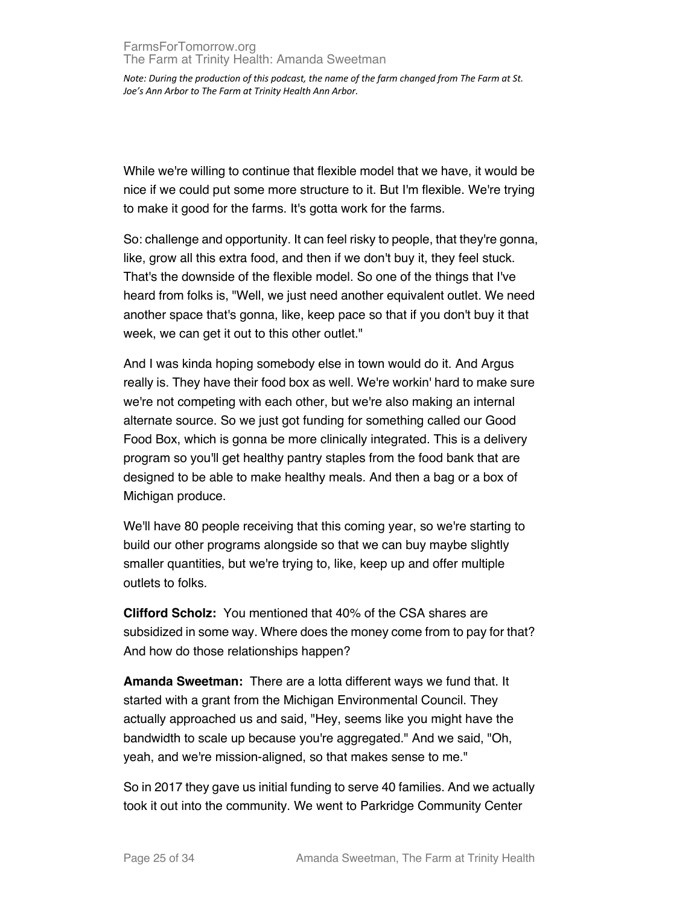While we're willing to continue that flexible model that we have, it would be nice if we could put some more structure to it. But I'm flexible. We're trying to make it good for the farms. It's gotta work for the farms.

So: challenge and opportunity. It can feel risky to people, that they're gonna, like, grow all this extra food, and then if we don't buy it, they feel stuck. That's the downside of the flexible model. So one of the things that I've heard from folks is, "Well, we just need another equivalent outlet. We need another space that's gonna, like, keep pace so that if you don't buy it that week, we can get it out to this other outlet."

And I was kinda hoping somebody else in town would do it. And Argus really is. They have their food box as well. We're workin' hard to make sure we're not competing with each other, but we're also making an internal alternate source. So we just got funding for something called our Good Food Box, which is gonna be more clinically integrated. This is a delivery program so you'll get healthy pantry staples from the food bank that are designed to be able to make healthy meals. And then a bag or a box of Michigan produce.

We'll have 80 people receiving that this coming year, so we're starting to build our other programs alongside so that we can buy maybe slightly smaller quantities, but we're trying to, like, keep up and offer multiple outlets to folks.

**Clifford Scholz:** You mentioned that 40% of the CSA shares are subsidized in some way. Where does the money come from to pay for that? And how do those relationships happen?

**Amanda Sweetman:** There are a lotta different ways we fund that. It started with a grant from the Michigan Environmental Council. They actually approached us and said, "Hey, seems like you might have the bandwidth to scale up because you're aggregated." And we said, "Oh, yeah, and we're mission-aligned, so that makes sense to me."

So in 2017 they gave us initial funding to serve 40 families. And we actually took it out into the community. We went to Parkridge Community Center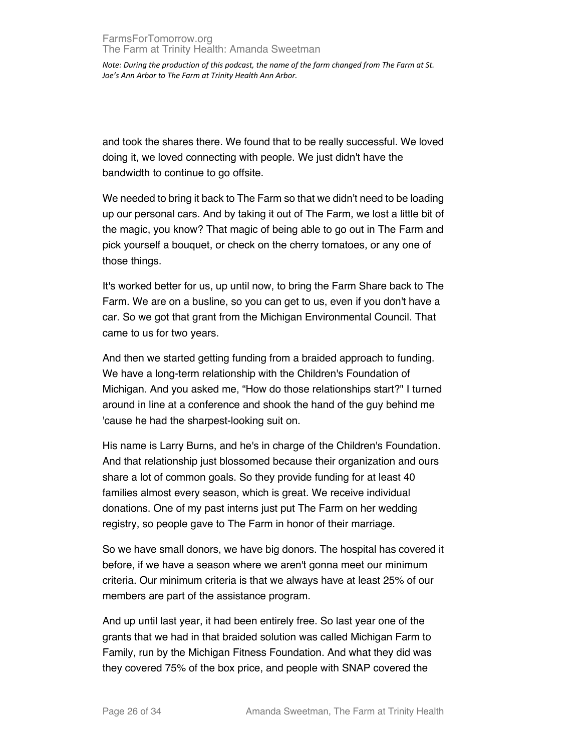and took the shares there. We found that to be really successful. We loved doing it, we loved connecting with people. We just didn't have the bandwidth to continue to go offsite.

We needed to bring it back to The Farm so that we didn't need to be loading up our personal cars. And by taking it out of The Farm, we lost a little bit of the magic, you know? That magic of being able to go out in The Farm and pick yourself a bouquet, or check on the cherry tomatoes, or any one of those things.

It's worked better for us, up until now, to bring the Farm Share back to The Farm. We are on a busline, so you can get to us, even if you don't have a car. So we got that grant from the Michigan Environmental Council. That came to us for two years.

And then we started getting funding from a braided approach to funding. We have a long-term relationship with the Children's Foundation of Michigan. And you asked me, "How do those relationships start?" I turned around in line at a conference and shook the hand of the guy behind me 'cause he had the sharpest-looking suit on.

His name is Larry Burns, and he's in charge of the Children's Foundation. And that relationship just blossomed because their organization and ours share a lot of common goals. So they provide funding for at least 40 families almost every season, which is great. We receive individual donations. One of my past interns just put The Farm on her wedding registry, so people gave to The Farm in honor of their marriage.

So we have small donors, we have big donors. The hospital has covered it before, if we have a season where we aren't gonna meet our minimum criteria. Our minimum criteria is that we always have at least 25% of our members are part of the assistance program.

And up until last year, it had been entirely free. So last year one of the grants that we had in that braided solution was called Michigan Farm to Family, run by the Michigan Fitness Foundation. And what they did was they covered 75% of the box price, and people with SNAP covered the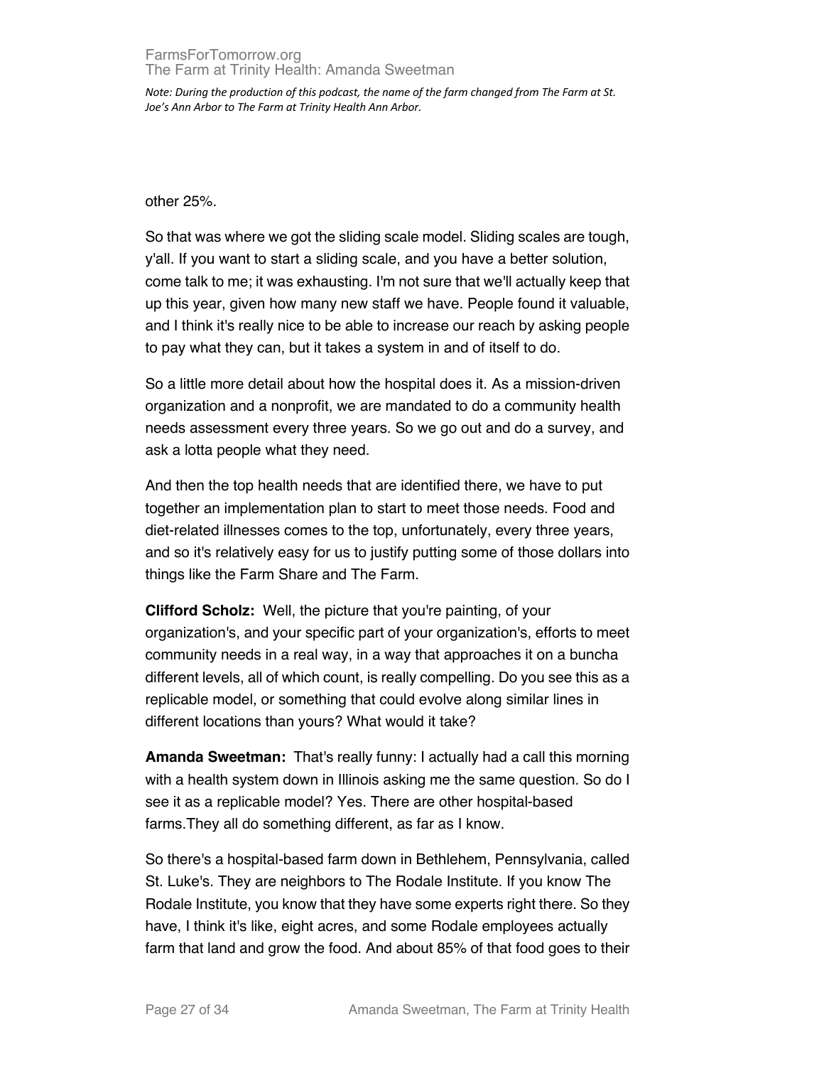other 25%.

So that was where we got the sliding scale model. Sliding scales are tough, y'all. If you want to start a sliding scale, and you have a better solution, come talk to me; it was exhausting. I'm not sure that we'll actually keep that up this year, given how many new staff we have. People found it valuable, and I think it's really nice to be able to increase our reach by asking people to pay what they can, but it takes a system in and of itself to do.

So a little more detail about how the hospital does it. As a mission-driven organization and a nonprofit, we are mandated to do a community health needs assessment every three years. So we go out and do a survey, and ask a lotta people what they need.

And then the top health needs that are identified there, we have to put together an implementation plan to start to meet those needs. Food and diet-related illnesses comes to the top, unfortunately, every three years, and so it's relatively easy for us to justify putting some of those dollars into things like the Farm Share and The Farm.

**Clifford Scholz:** Well, the picture that you're painting, of your organization's, and your specific part of your organization's, efforts to meet community needs in a real way, in a way that approaches it on a buncha different levels, all of which count, is really compelling. Do you see this as a replicable model, or something that could evolve along similar lines in different locations than yours? What would it take?

**Amanda Sweetman:** That's really funny: I actually had a call this morning with a health system down in Illinois asking me the same question. So do I see it as a replicable model? Yes. There are other hospital-based farms.They all do something different, as far as I know.

So there's a hospital-based farm down in Bethlehem, Pennsylvania, called St. Luke's. They are neighbors to The Rodale Institute. If you know The Rodale Institute, you know that they have some experts right there. So they have, I think it's like, eight acres, and some Rodale employees actually farm that land and grow the food. And about 85% of that food goes to their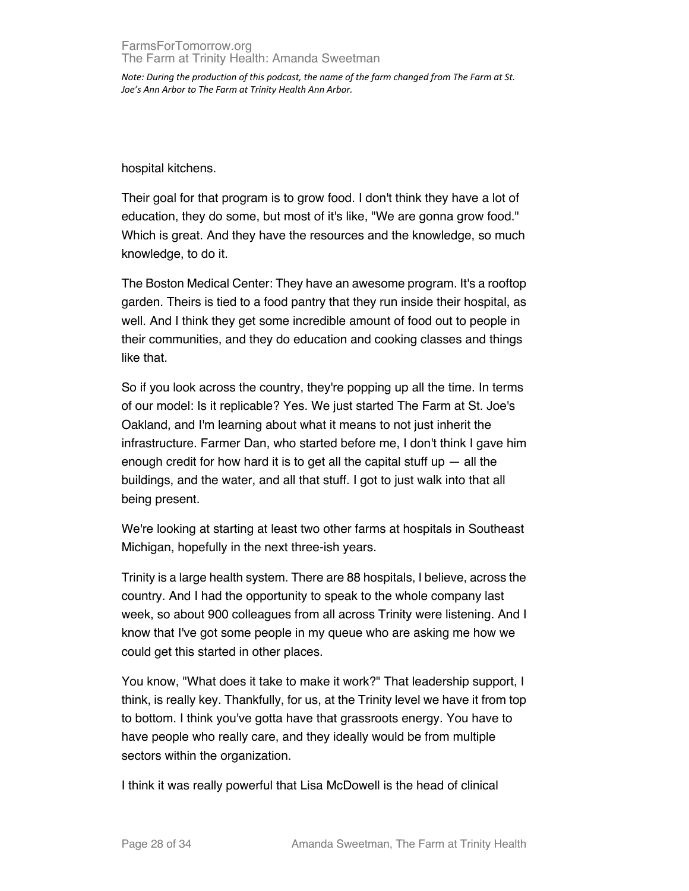hospital kitchens.

Their goal for that program is to grow food. I don't think they have a lot of education, they do some, but most of it's like, "We are gonna grow food." Which is great. And they have the resources and the knowledge, so much knowledge, to do it.

The Boston Medical Center: They have an awesome program. It's a rooftop garden. Theirs is tied to a food pantry that they run inside their hospital, as well. And I think they get some incredible amount of food out to people in their communities, and they do education and cooking classes and things like that.

So if you look across the country, they're popping up all the time. In terms of our model: Is it replicable? Yes. We just started The Farm at St. Joe's Oakland, and I'm learning about what it means to not just inherit the infrastructure. Farmer Dan, who started before me, I don't think I gave him enough credit for how hard it is to get all the capital stuff up — all the buildings, and the water, and all that stuff. I got to just walk into that all being present.

We're looking at starting at least two other farms at hospitals in Southeast Michigan, hopefully in the next three-ish years.

Trinity is a large health system. There are 88 hospitals, I believe, across the country. And I had the opportunity to speak to the whole company last week, so about 900 colleagues from all across Trinity were listening. And I know that I've got some people in my queue who are asking me how we could get this started in other places.

You know, "What does it take to make it work?" That leadership support, I think, is really key. Thankfully, for us, at the Trinity level we have it from top to bottom. I think you've gotta have that grassroots energy. You have to have people who really care, and they ideally would be from multiple sectors within the organization.

I think it was really powerful that Lisa McDowell is the head of clinical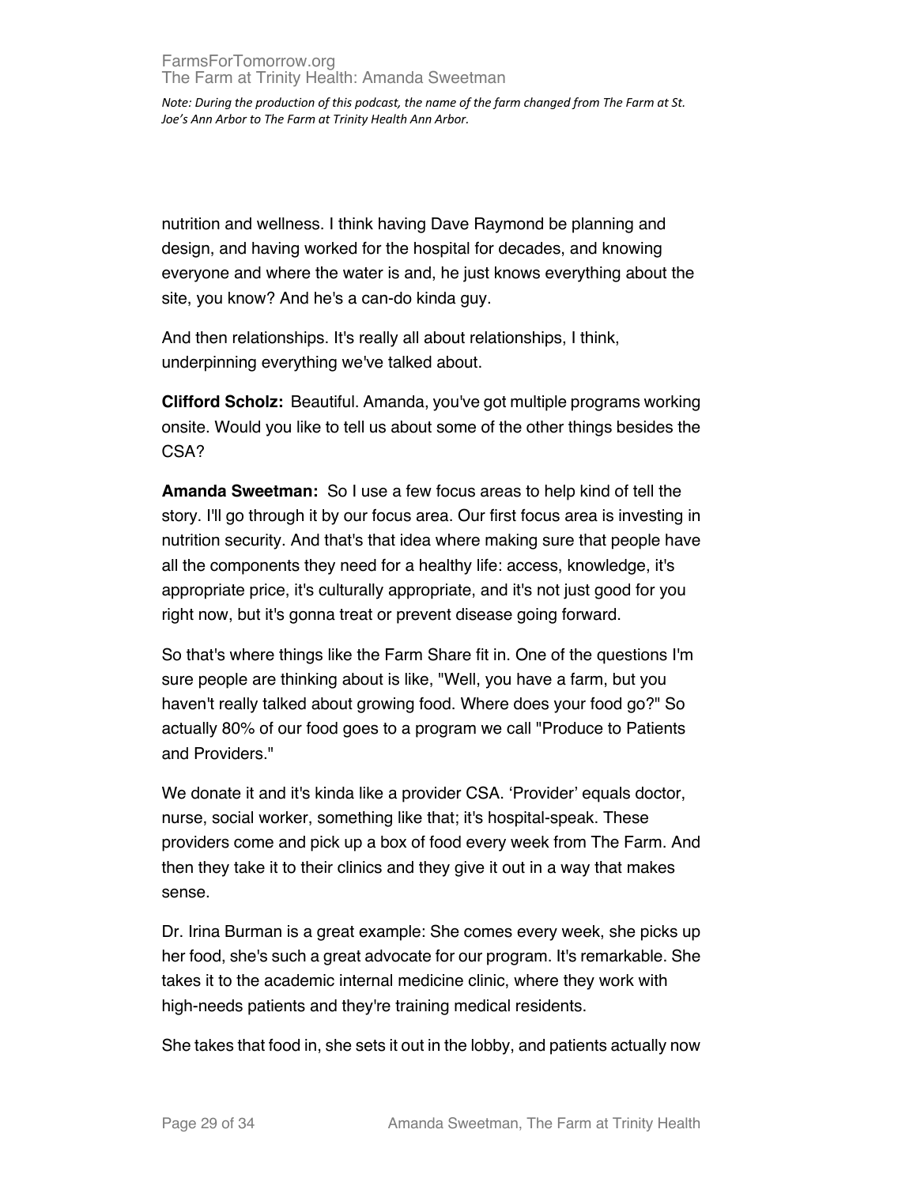nutrition and wellness. I think having Dave Raymond be planning and design, and having worked for the hospital for decades, and knowing everyone and where the water is and, he just knows everything about the site, you know? And he's a can-do kinda guy.

And then relationships. It's really all about relationships, I think, underpinning everything we've talked about.

**Clifford Scholz:** Beautiful. Amanda, you've got multiple programs working onsite. Would you like to tell us about some of the other things besides the CSA?

**Amanda Sweetman:** So I use a few focus areas to help kind of tell the story. I'll go through it by our focus area. Our first focus area is investing in nutrition security. And that's that idea where making sure that people have all the components they need for a healthy life: access, knowledge, it's appropriate price, it's culturally appropriate, and it's not just good for you right now, but it's gonna treat or prevent disease going forward.

So that's where things like the Farm Share fit in. One of the questions I'm sure people are thinking about is like, "Well, you have a farm, but you haven't really talked about growing food. Where does your food go?" So actually 80% of our food goes to a program we call "Produce to Patients and Providers."

We donate it and it's kinda like a provider CSA. 'Provider' equals doctor, nurse, social worker, something like that; it's hospital-speak. These providers come and pick up a box of food every week from The Farm. And then they take it to their clinics and they give it out in a way that makes sense.

Dr. Irina Burman is a great example: She comes every week, she picks up her food, she's such a great advocate for our program. It's remarkable. She takes it to the academic internal medicine clinic, where they work with high-needs patients and they're training medical residents.

She takes that food in, she sets it out in the lobby, and patients actually now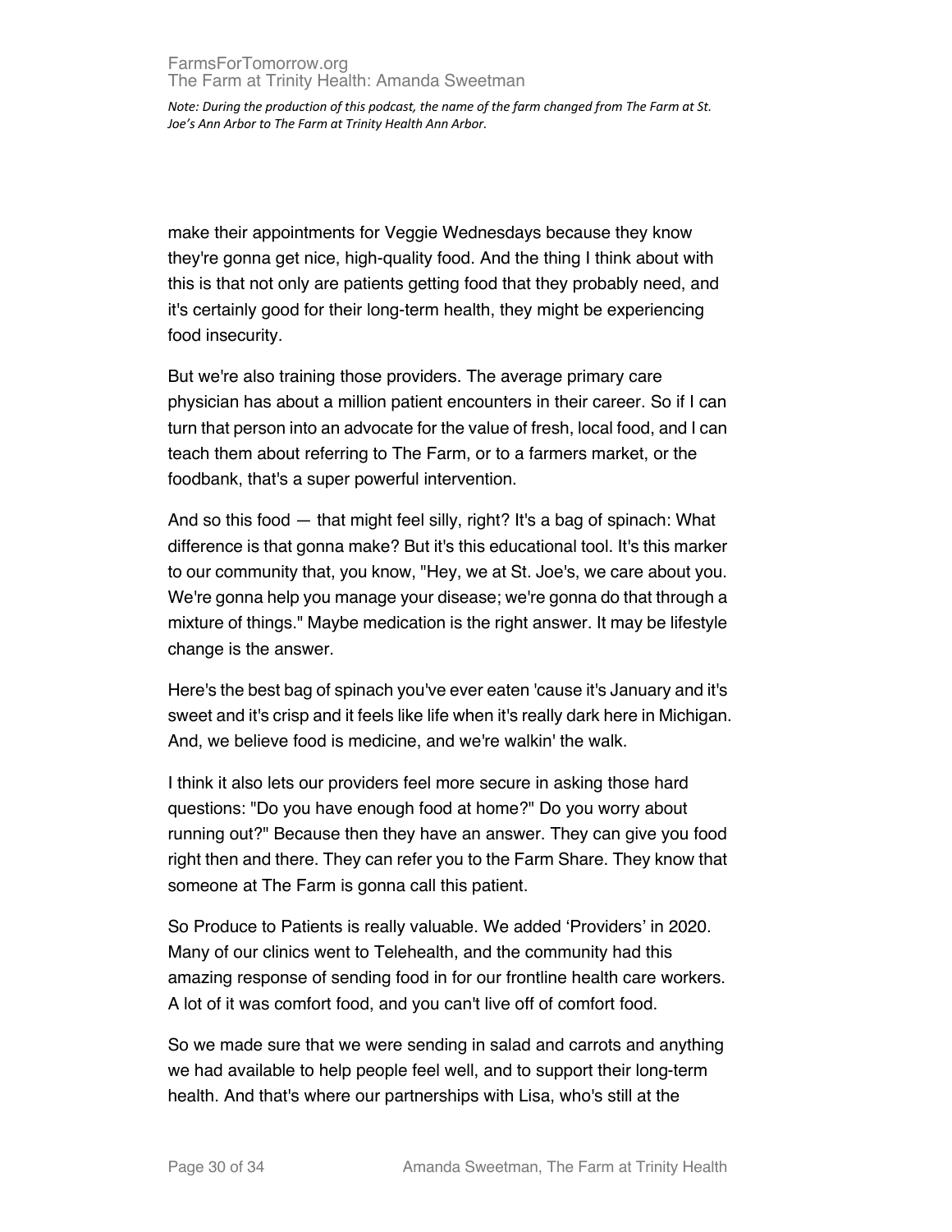make their appointments for Veggie Wednesdays because they know they're gonna get nice, high-quality food. And the thing I think about with this is that not only are patients getting food that they probably need, and it's certainly good for their long-term health, they might be experiencing food insecurity.

But we're also training those providers. The average primary care physician has about a million patient encounters in their career. So if I can turn that person into an advocate for the value of fresh, local food, and I can teach them about referring to The Farm, or to a farmers market, or the foodbank, that's a super powerful intervention.

And so this food — that might feel silly, right? It's a bag of spinach: What difference is that gonna make? But it's this educational tool. It's this marker to our community that, you know, "Hey, we at St. Joe's, we care about you. We're gonna help you manage your disease; we're gonna do that through a mixture of things." Maybe medication is the right answer. It may be lifestyle change is the answer.

Here's the best bag of spinach you've ever eaten 'cause it's January and it's sweet and it's crisp and it feels like life when it's really dark here in Michigan. And, we believe food is medicine, and we're walkin' the walk.

I think it also lets our providers feel more secure in asking those hard questions: "Do you have enough food at home?" Do you worry about running out?" Because then they have an answer. They can give you food right then and there. They can refer you to the Farm Share. They know that someone at The Farm is gonna call this patient.

So Produce to Patients is really valuable. We added 'Providers' in 2020. Many of our clinics went to Telehealth, and the community had this amazing response of sending food in for our frontline health care workers. A lot of it was comfort food, and you can't live off of comfort food.

So we made sure that we were sending in salad and carrots and anything we had available to help people feel well, and to support their long-term health. And that's where our partnerships with Lisa, who's still at the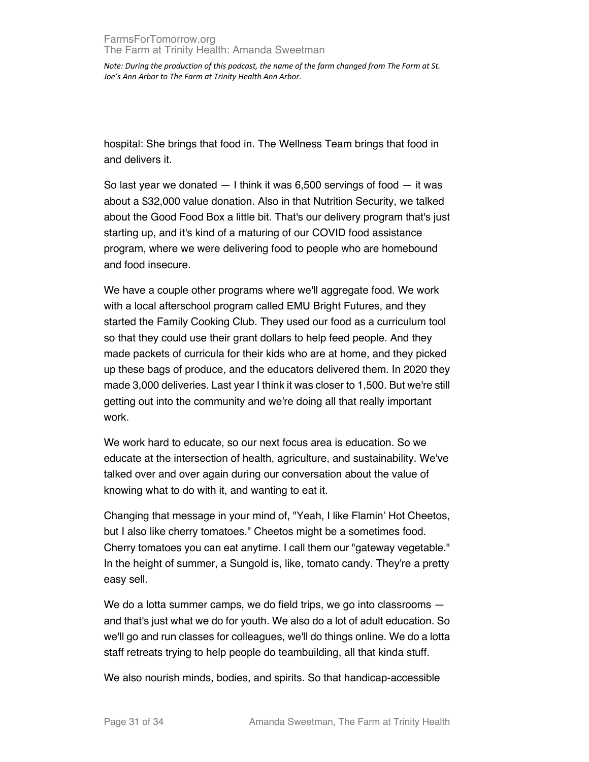hospital: She brings that food in. The Wellness Team brings that food in and delivers it.

So last year we donated — I think it was 6,500 servings of food — it was about a $32,000 value donation. Also in that Nutrition Security, we talked about the Good Food Box a little bit. That's our delivery program that's just starting up, and it's kind of a maturing of our COVID food assistance program, where we were delivering food to people who are homebound and food insecure.

We have a couple other programs where we'll aggregate food. We work with a local afterschool program called EMU Bright Futures, and they started the Family Cooking Club. They used our food as a curriculum tool so that they could use their grant dollars to help feed people. And they made packets of curricula for their kids who are at home, and they picked up these bags of produce, and the educators delivered them. In 2020 they made 3,000 deliveries. Last year I think it was closer to 1,500. But we're still getting out into the community and we're doing all that really important work.

We work hard to educate, so our next focus area is education. So we educate at the intersection of health, agriculture, and sustainability. We've talked over and over again during our conversation about the value of knowing what to do with it, and wanting to eat it.

Changing that message in your mind of, "Yeah, I like Flamin' Hot Cheetos, but I also like cherry tomatoes." Cheetos might be a sometimes food. Cherry tomatoes you can eat anytime. I call them our "gateway vegetable." In the height of summer, a Sungold is, like, tomato candy. They're a pretty easy sell.

We do a lotta summer camps, we do field trips, we go into classrooms — and that's just what we do for youth. We also do a lot of adult education. So we'll go and run classes for colleagues, we'll do things online. We do a lotta staff retreats trying to help people do teambuilding, all that kinda stuff.

We also nourish minds, bodies, and spirits. So that handicap-accessible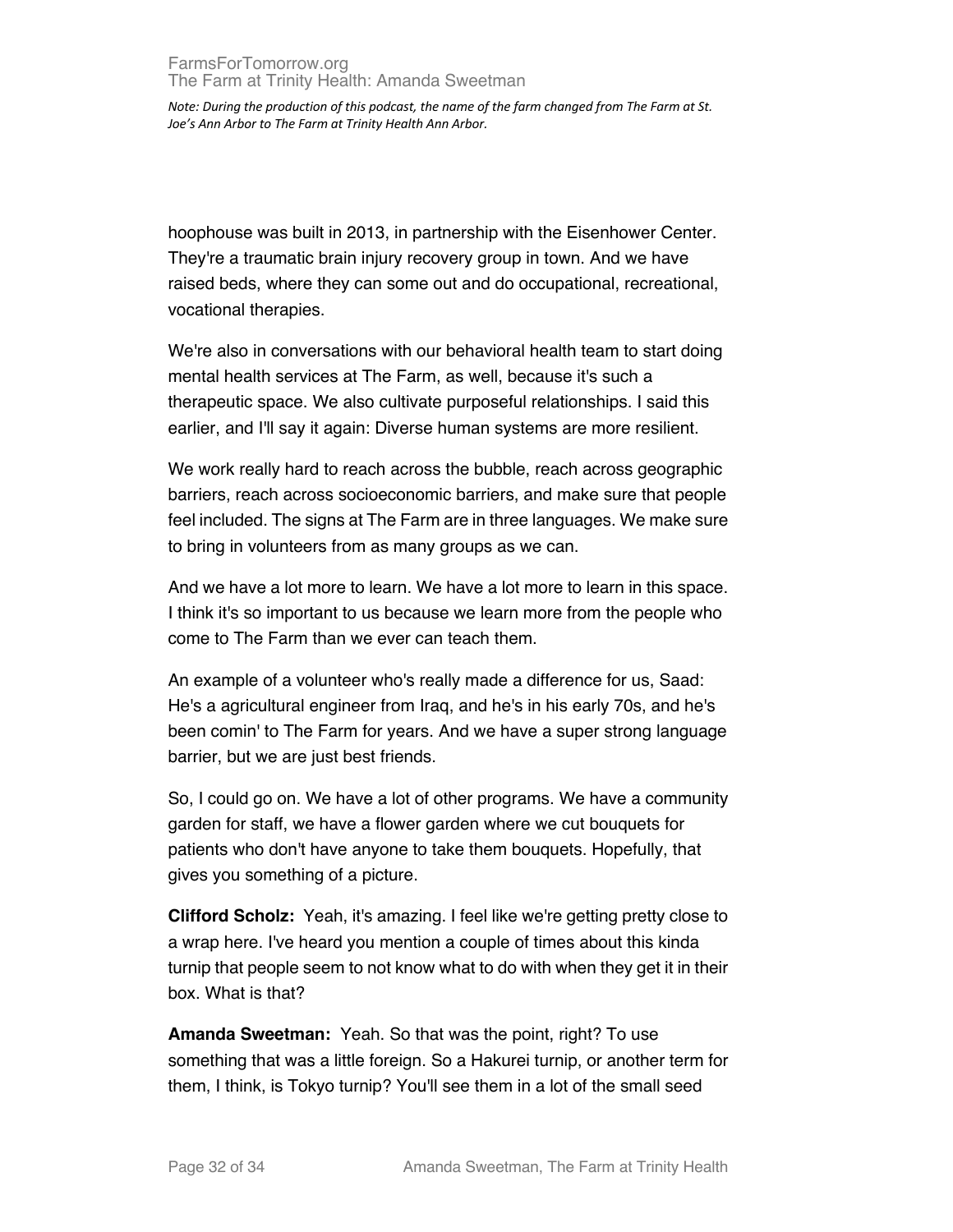hoophouse was built in 2013, in partnership with the Eisenhower Center. They're a traumatic brain injury recovery group in town. And we have raised beds, where they can some out and do occupational, recreational, vocational therapies.

We're also in conversations with our behavioral health team to start doing mental health services at The Farm, as well, because it's such a therapeutic space. We also cultivate purposeful relationships. I said this earlier, and I'll say it again: Diverse human systems are more resilient.

We work really hard to reach across the bubble, reach across geographic barriers, reach across socioeconomic barriers, and make sure that people feel included. The signs at The Farm are in three languages. We make sure to bring in volunteers from as many groups as we can.

And we have a lot more to learn. We have a lot more to learn in this space. I think it's so important to us because we learn more from the people who come to The Farm than we ever can teach them.

An example of a volunteer who's really made a difference for us, Saad: He's a agricultural engineer from Iraq, and he's in his early 70s, and he's been comin' to The Farm for years. And we have a super strong language barrier, but we are just best friends.

So, I could go on. We have a lot of other programs. We have a community garden for staff, we have a flower garden where we cut bouquets for patients who don't have anyone to take them bouquets. Hopefully, that gives you something of a picture.

**Clifford Scholz:** Yeah, it's amazing. I feel like we're getting pretty close to a wrap here. I've heard you mention a couple of times about this kinda turnip that people seem to not know what to do with when they get it in their box. What is that?

**Amanda Sweetman:** Yeah. So that was the point, right? To use something that was a little foreign. So a Hakurei turnip, or another term for them, I think, is Tokyo turnip? You'll see them in a lot of the small seed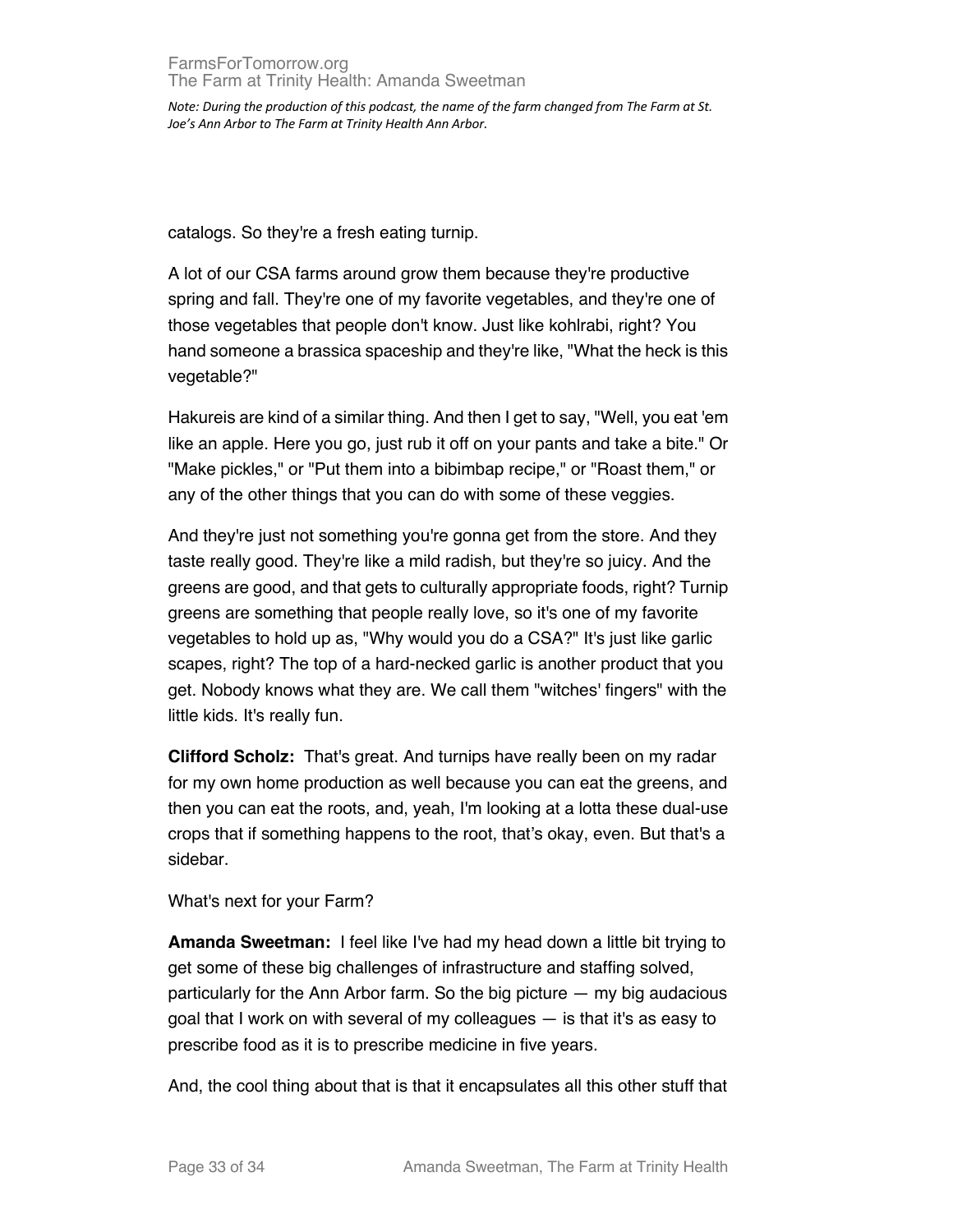catalogs. So they're a fresh eating turnip.

A lot of our CSA farms around grow them because they're productive spring and fall. They're one of my favorite vegetables, and they're one of those vegetables that people don't know. Just like kohlrabi, right? You hand someone a brassica spaceship and they're like, "What the heck is this vegetable?"

Hakureis are kind of a similar thing. And then I get to say, "Well, you eat 'em like an apple. Here you go, just rub it off on your pants and take a bite." Or "Make pickles," or "Put them into a bibimbap recipe," or "Roast them," or any of the other things that you can do with some of these veggies.

And they're just not something you're gonna get from the store. And they taste really good. They're like a mild radish, but they're so juicy. And the greens are good, and that gets to culturally appropriate foods, right? Turnip greens are something that people really love, so it's one of my favorite vegetables to hold up as, "Why would you do a CSA?" It's just like garlic scapes, right? The top of a hard-necked garlic is another product that you get. Nobody knows what they are. We call them "witches' fingers" with the little kids. It's really fun.

**Clifford Scholz:** That's great. And turnips have really been on my radar for my own home production as well because you can eat the greens, and then you can eat the roots, and, yeah, I'm looking at a lotta these dual-use crops that if something happens to the root, that's okay, even. But that's a sidebar.

What's next for your Farm?

**Amanda Sweetman:** I feel like I've had my head down a little bit trying to get some of these big challenges of infrastructure and staffing solved, particularly for the Ann Arbor farm. So the big picture — my big audacious goal that I work on with several of my colleagues — is that it's as easy to prescribe food as it is to prescribe medicine in five years.

And, the cool thing about that is that it encapsulates all this other stuff that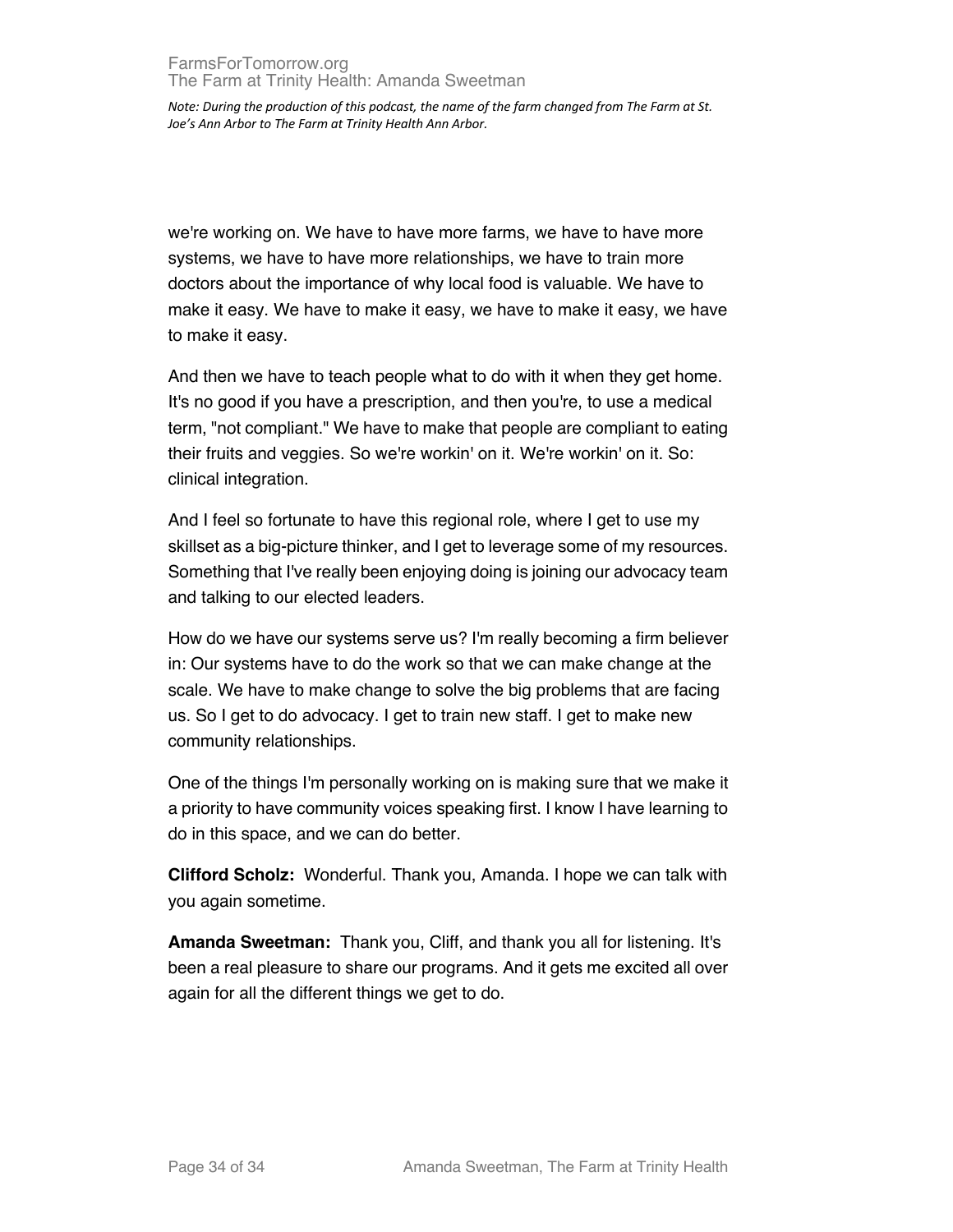we're working on. We have to have more farms, we have to have more systems, we have to have more relationships, we have to train more doctors about the importance of why local food is valuable. We have to make it easy. We have to make it easy, we have to make it easy, we have to make it easy.

And then we have to teach people what to do with it when they get home. It's no good if you have a prescription, and then you're, to use a medical term, "not compliant." We have to make that people are compliant to eating their fruits and veggies. So we're workin' on it. We're workin' on it. So: clinical integration.

And I feel so fortunate to have this regional role, where I get to use my skillset as a big-picture thinker, and I get to leverage some of my resources. Something that I've really been enjoying doing is joining our advocacy team and talking to our elected leaders.

How do we have our systems serve us? I'm really becoming a firm believer in: Our systems have to do the work so that we can make change at the scale. We have to make change to solve the big problems that are facing us. So I get to do advocacy. I get to train new staff. I get to make new community relationships.

One of the things I'm personally working on is making sure that we make it a priority to have community voices speaking first. I know I have learning to do in this space, and we can do better.

**Clifford Scholz:** Wonderful. Thank you, Amanda. I hope we can talk with you again sometime.

**Amanda Sweetman:** Thank you, Cliff, and thank you all for listening. It's been a real pleasure to share our programs. And it gets me excited all over again for all the different things we get to do.